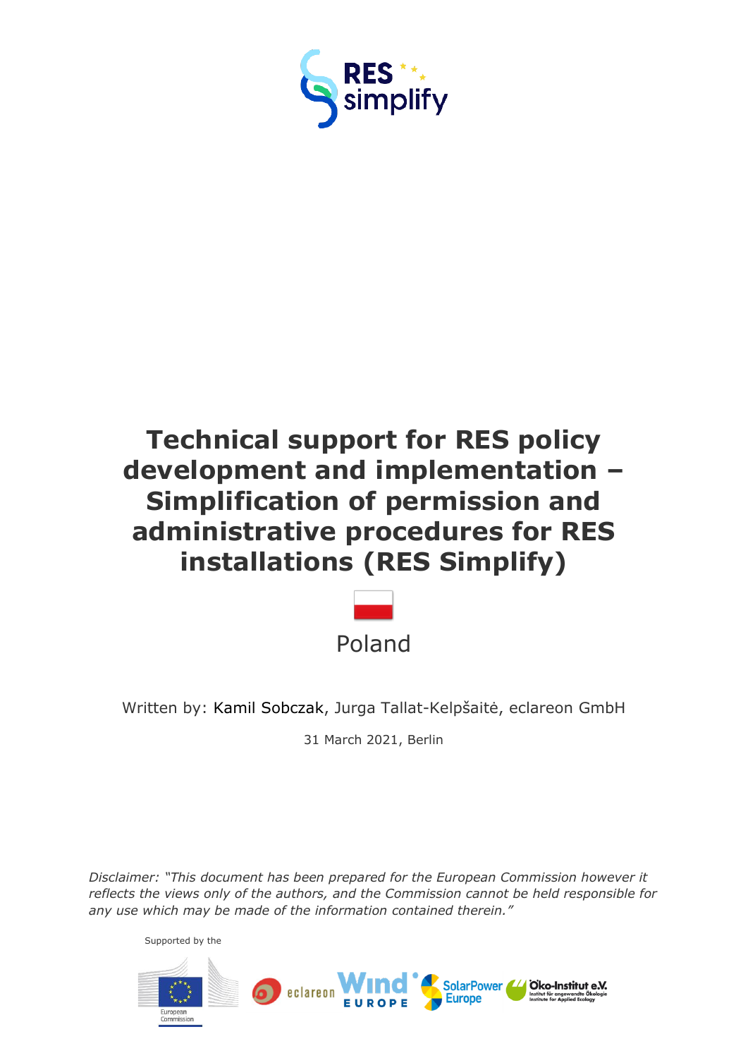# Technical support for RES policy development and implementation – Simplification of permission and administrative procedures for RES installations (RES Simplify)

Poland

Written by: Kamil Sobczak, Jurga Tallat-Kelpšaitė, eclareon GmbH

31 March 2021, Berlin

*Disclaimer: "This document has been prepared for the European Commission however it reflects the views only of the authors, and the Commission cannot be held responsible for any use which may be made of the information contained therein."*

Supported by the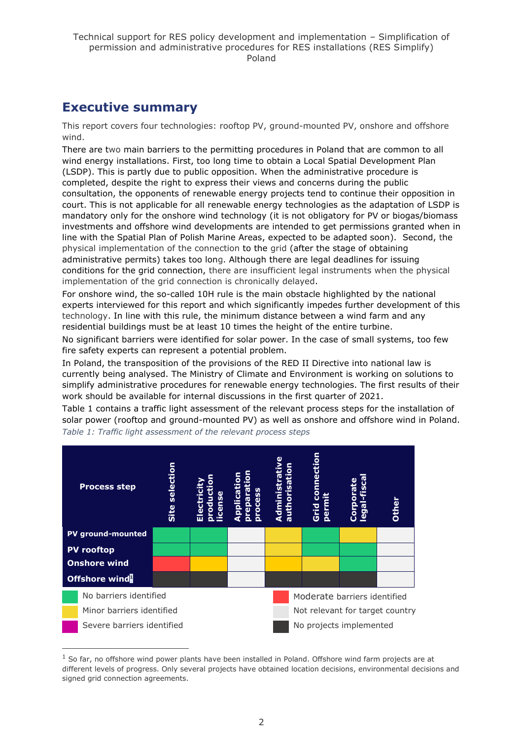# Executive summary

This report covers four technologies: rooftop PV, ground-mounted PV, onshore and offshore wind.

There are two main barriers to the permitting procedures in Poland that are common to all wind energy installations. First, too long time to obtain a Local Spatial Development Plan (LSDP). This is partly due to public opposition. When the administrative procedure is completed, despite the right to express their views and concerns during the public consultation, the opponents of renewable energy projects tend to continue their opposition in court. This is not applicable for all renewable energy technologies as the adaptation of LSDP is mandatory only for the onshore wind technology (it is not obligatory for PV or biogas/biomass investments and offshore wind developments are intended to get permissions granted when in line with the Spatial Plan of Polish Marine Areas, expected to be adapted soon). Second, the physical implementation of the connection to the grid (after the stage of obtaining administrative permits) takes too long. Although there are legal deadlines for issuing conditions for the grid connection, there are insufficient legal instruments when the physical implementation of the grid connection is chronically delayed.

For onshore wind, the so-called 10H rule is the main obstacle highlighted by the national experts interviewed for this report and which significantly impedes further development of this technology. In line with this rule, the minimum distance between a wind farm and any residential buildings must be at least 10 times the height of the entire turbine.

No significant barriers were identified for solar power. In the case of small systems, too few fire safety experts can represent a potential problem.

In Poland, the transposition of the provisions of the RED II Directive into national law is currently being analysed. The Ministry of Climate and Environment is working on solutions to simplify administrative procedures for renewable energy technologies. The first results of their work should be available for internal discussions in the first quarter of 2021.

Table 1 contains a traffic light assessment of the relevant process steps for the installation of solar power (rooftop and ground-mounted PV) as well as onshore and offshore wind in Poland.

*Table 1: Traffic light assessment of the relevant process steps*

| Process step | Site selection | Electricity production license | Application preparation process | Administrative authorisation | Grid connection permit | Corporate legal-fiscal | Other |
|---|---|---|---|---|---|---|---|
| PV ground-mounted | No barriers identified | No barriers identified | Not relevant for target country | Minor barriers identified | No barriers identified | Minor barriers identified | Not relevant for target country |
| PV rooftop | No barriers identified | No barriers identified | Not relevant for target country | Minor barriers identified | No barriers identified | No barriers identified | Not relevant for target country |
| Onshore wind | Moderate barriers identified | Minor barriers identified | Not relevant for target country | Minor barriers identified | Minor barriers identified | No barriers identified | Not relevant for target country |
| Offshore wind[1] | No projects implemented | No projects implemented | Not relevant for target country | No projects implemented | No projects implemented | No projects implemented | Not relevant for target country |

Legend:
- No barriers identified (green)
- Minor barriers identified (yellow)
- Severe barriers identified (magenta)
- Moderate barriers identified (red)
- Not relevant for target country (light grey)
- No projects implemented (dark grey)

---

[1] So far, no offshore wind power plants have been installed in Poland. Offshore wind farm projects are at different levels of progress. Only several projects have obtained location decisions, environmental decisions and signed grid connection agreements.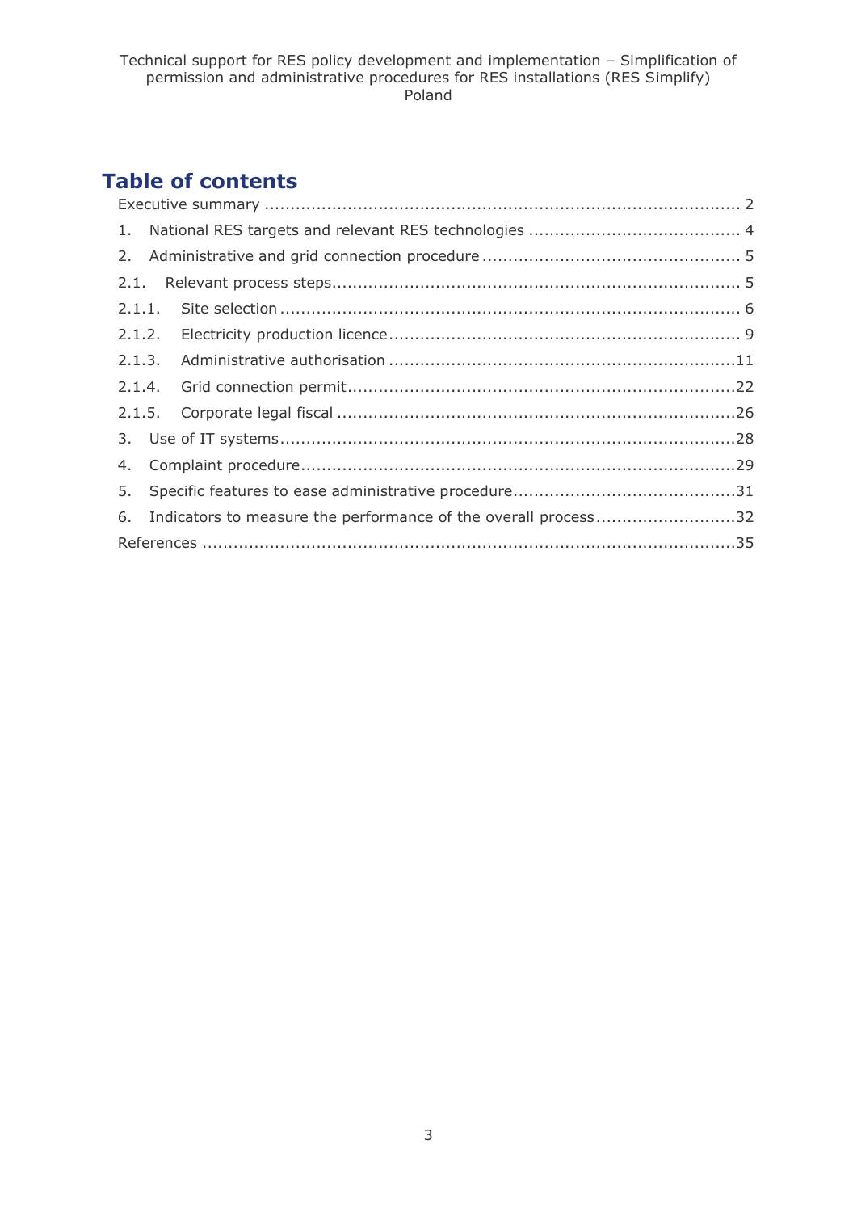# Table of contents

Executive summary ........................................................................................... 2

1. National RES targets and relevant RES technologies ........................................ 4

2. Administrative and grid connection procedure ................................................. 5

2.1. Relevant process steps............................................................................... 5

2.1.1. Site selection ........................................................................................ 6

2.1.2. Electricity production licence ................................................................... 9

2.1.3. Administrative authorisation ...................................................................11

2.1.4. Grid connection permit...........................................................................22

2.1.5. Corporate legal fiscal .............................................................................26

3. Use of IT systems.........................................................................................28

4. Complaint procedure....................................................................................29

5. Specific features to ease administrative procedure...........................................31

6. Indicators to measure the performance of the overall process...........................32

References .......................................................................................................35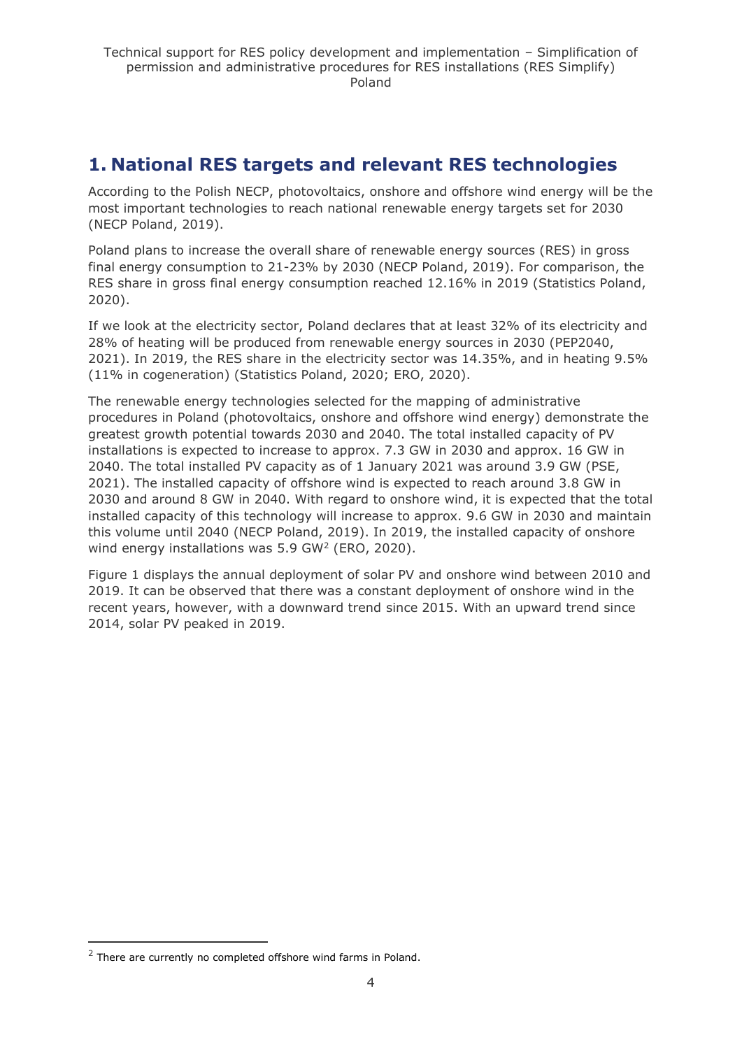# 1. National RES targets and relevant RES technologies

According to the Polish NECP, photovoltaics, onshore and offshore wind energy will be the most important technologies to reach national renewable energy targets set for 2030 (NECP Poland, 2019).

Poland plans to increase the overall share of renewable energy sources (RES) in gross final energy consumption to 21-23% by 2030 (NECP Poland, 2019). For comparison, the RES share in gross final energy consumption reached 12.16% in 2019 (Statistics Poland, 2020).

If we look at the electricity sector, Poland declares that at least 32% of its electricity and 28% of heating will be produced from renewable energy sources in 2030 (PEP2040, 2021). In 2019, the RES share in the electricity sector was 14.35%, and in heating 9.5% (11% in cogeneration) (Statistics Poland, 2020; ERO, 2020).

The renewable energy technologies selected for the mapping of administrative procedures in Poland (photovoltaics, onshore and offshore wind energy) demonstrate the greatest growth potential towards 2030 and 2040. The total installed capacity of PV installations is expected to increase to approx. 7.3 GW in 2030 and approx. 16 GW in 2040. The total installed PV capacity as of 1 January 2021 was around 3.9 GW (PSE, 2021). The installed capacity of offshore wind is expected to reach around 3.8 GW in 2030 and around 8 GW in 2040. With regard to onshore wind, it is expected that the total installed capacity of this technology will increase to approx. 9.6 GW in 2030 and maintain this volume until 2040 (NECP Poland, 2019). In 2019, the installed capacity of onshore wind energy installations was 5.9 GW[2] (ERO, 2020).

Figure 1 displays the annual deployment of solar PV and onshore wind between 2010 and 2019. It can be observed that there was a constant deployment of onshore wind in the recent years, however, with a downward trend since 2015. With an upward trend since 2014, solar PV peaked in 2019.

[2] There are currently no completed offshore wind farms in Poland.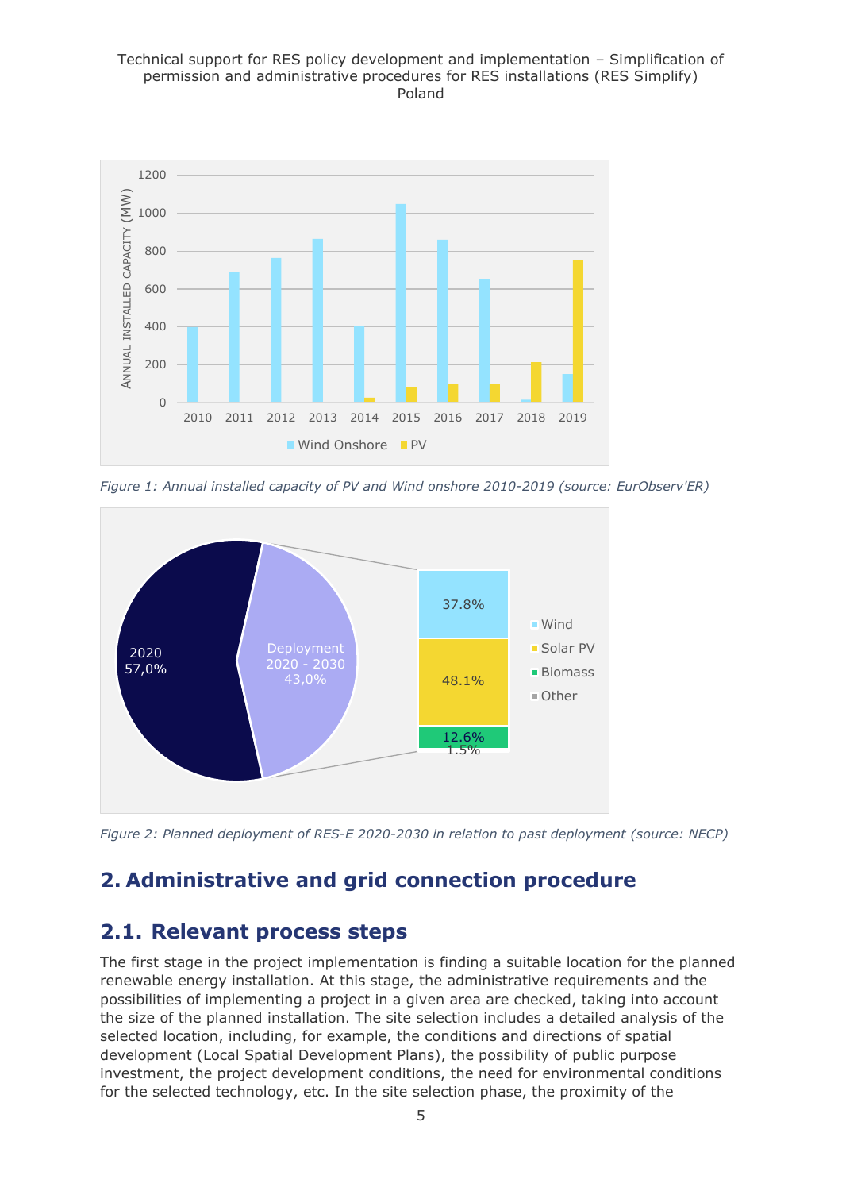*Figure 1: Annual installed capacity of PV and Wind onshore 2010-2019 (source: EurObserv'ER)*

*Figure 2: Planned deployment of RES-E 2020-2030 in relation to past deployment (source: NECP)*

# 2. Administrative and grid connection procedure

## 2.1. Relevant process steps

The first stage in the project implementation is finding a suitable location for the planned renewable energy installation. At this stage, the administrative requirements and the possibilities of implementing a project in a given area are checked, taking into account the size of the planned installation. The site selection includes a detailed analysis of the selected location, including, for example, the conditions and directions of spatial development (Local Spatial Development Plans), the possibility of public purpose investment, the project development conditions, the need for environmental conditions for the selected technology, etc. In the site selection phase, the proximity of the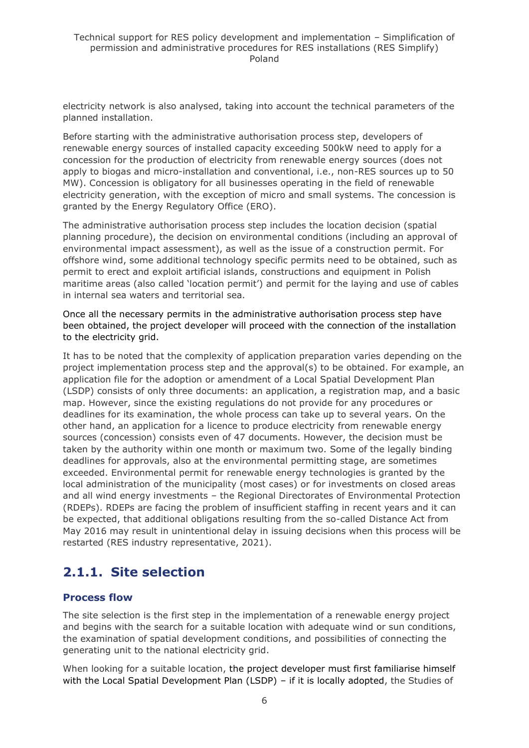electricity network is also analysed, taking into account the technical parameters of the planned installation.

Before starting with the administrative authorisation process step, developers of renewable energy sources of installed capacity exceeding 500kW need to apply for a concession for the production of electricity from renewable energy sources (does not apply to biogas and micro-installation and conventional, i.e., non-RES sources up to 50 MW). Concession is obligatory for all businesses operating in the field of renewable electricity generation, with the exception of micro and small systems. The concession is granted by the Energy Regulatory Office (ERO).

The administrative authorisation process step includes the location decision (spatial planning procedure), the decision on environmental conditions (including an approval of environmental impact assessment), as well as the issue of a construction permit. For offshore wind, some additional technology specific permits need to be obtained, such as permit to erect and exploit artificial islands, constructions and equipment in Polish maritime areas (also called 'location permit') and permit for the laying and use of cables in internal sea waters and territorial sea.

Once all the necessary permits in the administrative authorisation process step have been obtained, the project developer will proceed with the connection of the installation to the electricity grid.

It has to be noted that the complexity of application preparation varies depending on the project implementation process step and the approval(s) to be obtained. For example, an application file for the adoption or amendment of a Local Spatial Development Plan (LSDP) consists of only three documents: an application, a registration map, and a basic map. However, since the existing regulations do not provide for any procedures or deadlines for its examination, the whole process can take up to several years. On the other hand, an application for a licence to produce electricity from renewable energy sources (concession) consists even of 47 documents. However, the decision must be taken by the authority within one month or maximum two. Some of the legally binding deadlines for approvals, also at the environmental permitting stage, are sometimes exceeded. Environmental permit for renewable energy technologies is granted by the local administration of the municipality (most cases) or for investments on closed areas and all wind energy investments – the Regional Directorates of Environmental Protection (RDEPs). RDEPs are facing the problem of insufficient staffing in recent years and it can be expected, that additional obligations resulting from the so-called Distance Act from May 2016 may result in unintentional delay in issuing decisions when this process will be restarted (RES industry representative, 2021).

## 2.1.1. Site selection

### Process flow

The site selection is the first step in the implementation of a renewable energy project and begins with the search for a suitable location with adequate wind or sun conditions, the examination of spatial development conditions, and possibilities of connecting the generating unit to the national electricity grid.

When looking for a suitable location, the project developer must first familiarise himself with the Local Spatial Development Plan (LSDP) – if it is locally adopted, the Studies of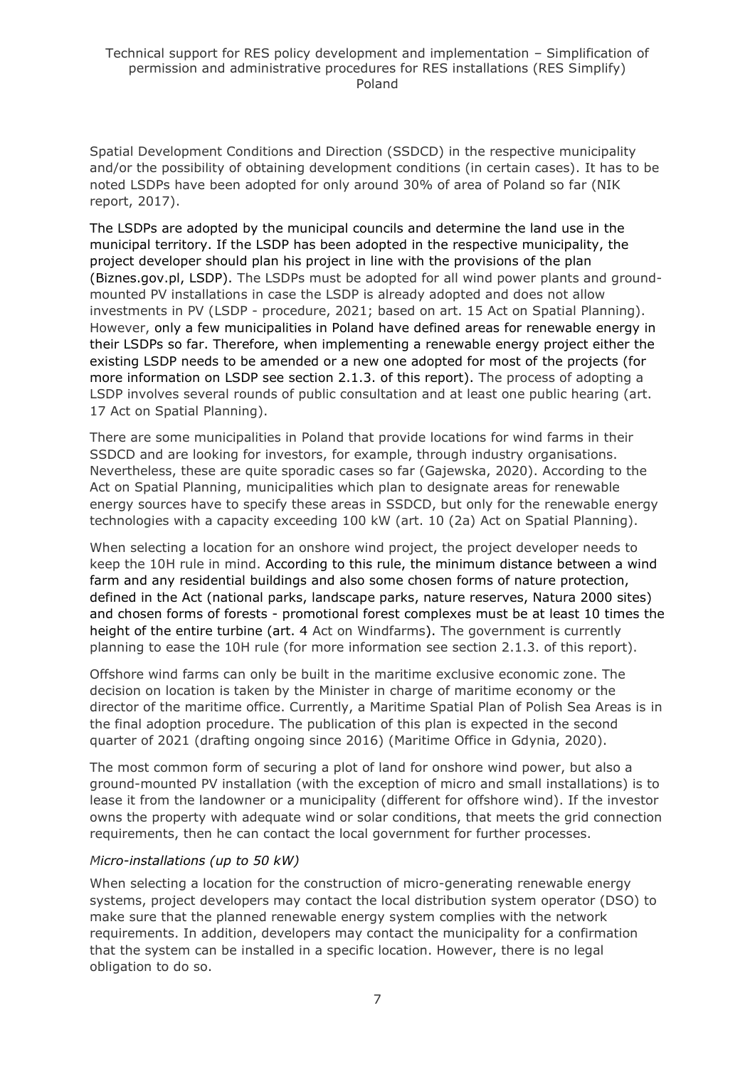Spatial Development Conditions and Direction (SSDCD) in the respective municipality and/or the possibility of obtaining development conditions (in certain cases). It has to be noted LSDPs have been adopted for only around 30% of area of Poland so far (NIK report, 2017).

The LSDPs are adopted by the municipal councils and determine the land use in the municipal territory. If the LSDP has been adopted in the respective municipality, the project developer should plan his project in line with the provisions of the plan (Biznes.gov.pl, LSDP). The LSDPs must be adopted for all wind power plants and ground-mounted PV installations in case the LSDP is already adopted and does not allow investments in PV (LSDP - procedure, 2021; based on art. 15 Act on Spatial Planning). However, only a few municipalities in Poland have defined areas for renewable energy in their LSDPs so far. Therefore, when implementing a renewable energy project either the existing LSDP needs to be amended or a new one adopted for most of the projects (for more information on LSDP see section 2.1.3. of this report). The process of adopting a LSDP involves several rounds of public consultation and at least one public hearing (art. 17 Act on Spatial Planning).

There are some municipalities in Poland that provide locations for wind farms in their SSDCD and are looking for investors, for example, through industry organisations. Nevertheless, these are quite sporadic cases so far (Gajewska, 2020). According to the Act on Spatial Planning, municipalities which plan to designate areas for renewable energy sources have to specify these areas in SSDCD, but only for the renewable energy technologies with a capacity exceeding 100 kW (art. 10 (2a) Act on Spatial Planning).

When selecting a location for an onshore wind project, the project developer needs to keep the 10H rule in mind. According to this rule, the minimum distance between a wind farm and any residential buildings and also some chosen forms of nature protection, defined in the Act (national parks, landscape parks, nature reserves, Natura 2000 sites) and chosen forms of forests - promotional forest complexes must be at least 10 times the height of the entire turbine (art. 4 Act on Windfarms). The government is currently planning to ease the 10H rule (for more information see section 2.1.3. of this report).

Offshore wind farms can only be built in the maritime exclusive economic zone. The decision on location is taken by the Minister in charge of maritime economy or the director of the maritime office. Currently, a Maritime Spatial Plan of Polish Sea Areas is in the final adoption procedure. The publication of this plan is expected in the second quarter of 2021 (drafting ongoing since 2016) (Maritime Office in Gdynia, 2020).

The most common form of securing a plot of land for onshore wind power, but also a ground-mounted PV installation (with the exception of micro and small installations) is to lease it from the landowner or a municipality (different for offshore wind). If the investor owns the property with adequate wind or solar conditions, that meets the grid connection requirements, then he can contact the local government for further processes.

*Micro-installations (up to 50 kW)*

When selecting a location for the construction of micro-generating renewable energy systems, project developers may contact the local distribution system operator (DSO) to make sure that the planned renewable energy system complies with the network requirements. In addition, developers may contact the municipality for a confirmation that the system can be installed in a specific location. However, there is no legal obligation to do so.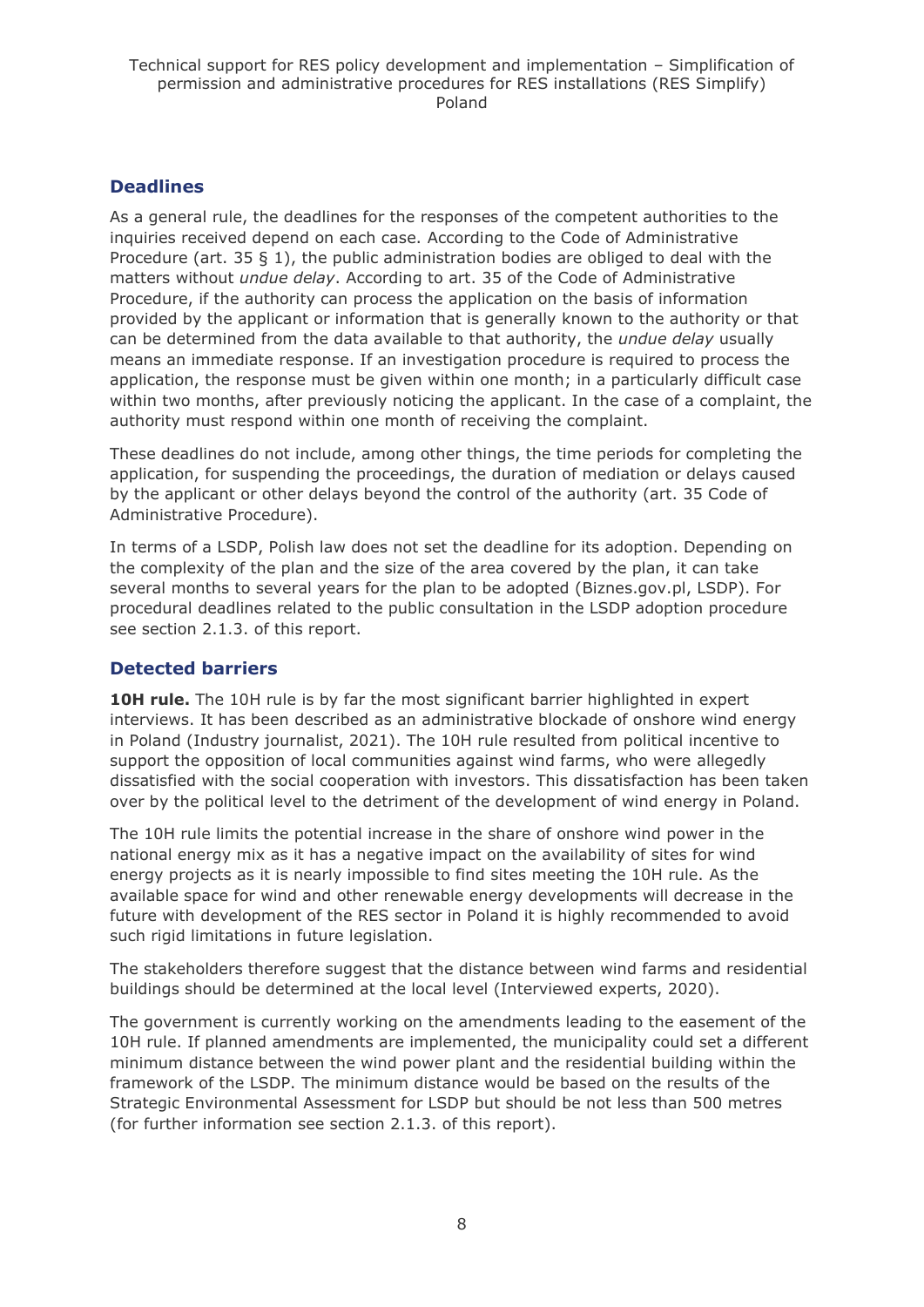## Deadlines

As a general rule, the deadlines for the responses of the competent authorities to the inquiries received depend on each case. According to the Code of Administrative Procedure (art. 35 § 1), the public administration bodies are obliged to deal with the matters without *undue delay*. According to art. 35 of the Code of Administrative Procedure, if the authority can process the application on the basis of information provided by the applicant or information that is generally known to the authority or that can be determined from the data available to that authority, the *undue delay* usually means an immediate response. If an investigation procedure is required to process the application, the response must be given within one month; in a particularly difficult case within two months, after previously noticing the applicant. In the case of a complaint, the authority must respond within one month of receiving the complaint.

These deadlines do not include, among other things, the time periods for completing the application, for suspending the proceedings, the duration of mediation or delays caused by the applicant or other delays beyond the control of the authority (art. 35 Code of Administrative Procedure).

In terms of a LSDP, Polish law does not set the deadline for its adoption. Depending on the complexity of the plan and the size of the area covered by the plan, it can take several months to several years for the plan to be adopted (Biznes.gov.pl, LSDP). For procedural deadlines related to the public consultation in the LSDP adoption procedure see section 2.1.3. of this report.

## Detected barriers

**10H rule.** The 10H rule is by far the most significant barrier highlighted in expert interviews. It has been described as an administrative blockade of onshore wind energy in Poland (Industry journalist, 2021). The 10H rule resulted from political incentive to support the opposition of local communities against wind farms, who were allegedly dissatisfied with the social cooperation with investors. This dissatisfaction has been taken over by the political level to the detriment of the development of wind energy in Poland.

The 10H rule limits the potential increase in the share of onshore wind power in the national energy mix as it has a negative impact on the availability of sites for wind energy projects as it is nearly impossible to find sites meeting the 10H rule. As the available space for wind and other renewable energy developments will decrease in the future with development of the RES sector in Poland it is highly recommended to avoid such rigid limitations in future legislation.

The stakeholders therefore suggest that the distance between wind farms and residential buildings should be determined at the local level (Interviewed experts, 2020).

The government is currently working on the amendments leading to the easement of the 10H rule. If planned amendments are implemented, the municipality could set a different minimum distance between the wind power plant and the residential building within the framework of the LSDP. The minimum distance would be based on the results of the Strategic Environmental Assessment for LSDP but should be not less than 500 metres (for further information see section 2.1.3. of this report).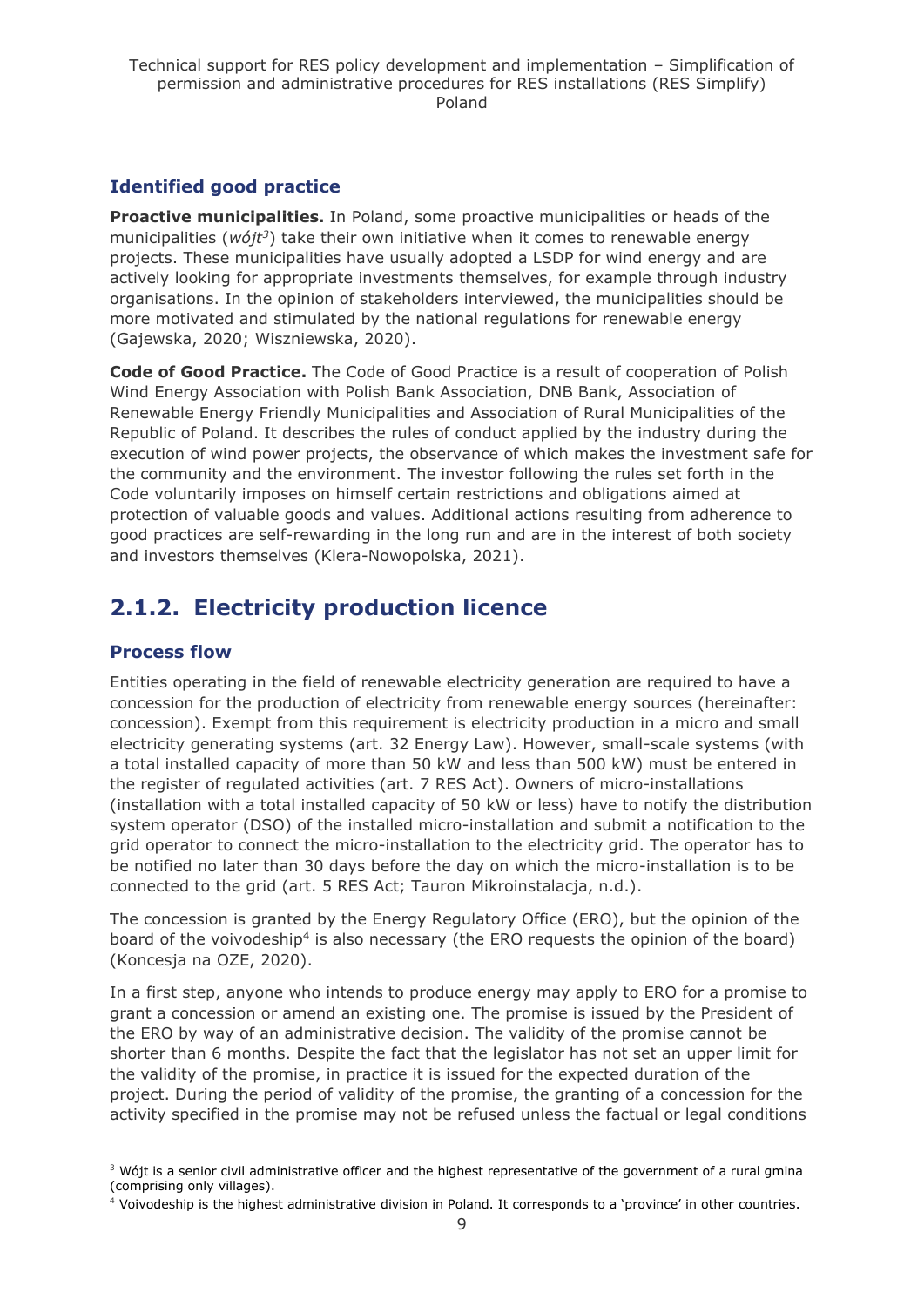### Identified good practice

**Proactive municipalities.** In Poland, some proactive municipalities or heads of the municipalities (*wójt*[3]) take their own initiative when it comes to renewable energy projects. These municipalities have usually adopted a LSDP for wind energy and are actively looking for appropriate investments themselves, for example through industry organisations. In the opinion of stakeholders interviewed, the municipalities should be more motivated and stimulated by the national regulations for renewable energy (Gajewska, 2020; Wiszniewska, 2020).

**Code of Good Practice.** The Code of Good Practice is a result of cooperation of Polish Wind Energy Association with Polish Bank Association, DNB Bank, Association of Renewable Energy Friendly Municipalities and Association of Rural Municipalities of the Republic of Poland. It describes the rules of conduct applied by the industry during the execution of wind power projects, the observance of which makes the investment safe for the community and the environment. The investor following the rules set forth in the Code voluntarily imposes on himself certain restrictions and obligations aimed at protection of valuable goods and values. Additional actions resulting from adherence to good practices are self-rewarding in the long run and are in the interest of both society and investors themselves (Klera-Nowopolska, 2021).

## 2.1.2. Electricity production licence

### Process flow

Entities operating in the field of renewable electricity generation are required to have a concession for the production of electricity from renewable energy sources (hereinafter: concession). Exempt from this requirement is electricity production in a micro and small electricity generating systems (art. 32 Energy Law). However, small-scale systems (with a total installed capacity of more than 50 kW and less than 500 kW) must be entered in the register of regulated activities (art. 7 RES Act). Owners of micro-installations (installation with a total installed capacity of 50 kW or less) have to notify the distribution system operator (DSO) of the installed micro-installation and submit a notification to the grid operator to connect the micro-installation to the electricity grid. The operator has to be notified no later than 30 days before the day on which the micro-installation is to be connected to the grid (art. 5 RES Act; Tauron Mikroinstalacja, n.d.).

The concession is granted by the Energy Regulatory Office (ERO), but the opinion of the board of the voivodeship[4] is also necessary (the ERO requests the opinion of the board) (Koncesja na OZE, 2020).

In a first step, anyone who intends to produce energy may apply to ERO for a promise to grant a concession or amend an existing one. The promise is issued by the President of the ERO by way of an administrative decision. The validity of the promise cannot be shorter than 6 months. Despite the fact that the legislator has not set an upper limit for the validity of the promise, in practice it is issued for the expected duration of the project. During the period of validity of the promise, the granting of a concession for the activity specified in the promise may not be refused unless the factual or legal conditions

[3] Wójt is a senior civil administrative officer and the highest representative of the government of a rural gmina (comprising only villages).

[4] Voivodeship is the highest administrative division in Poland. It corresponds to a 'province' in other countries.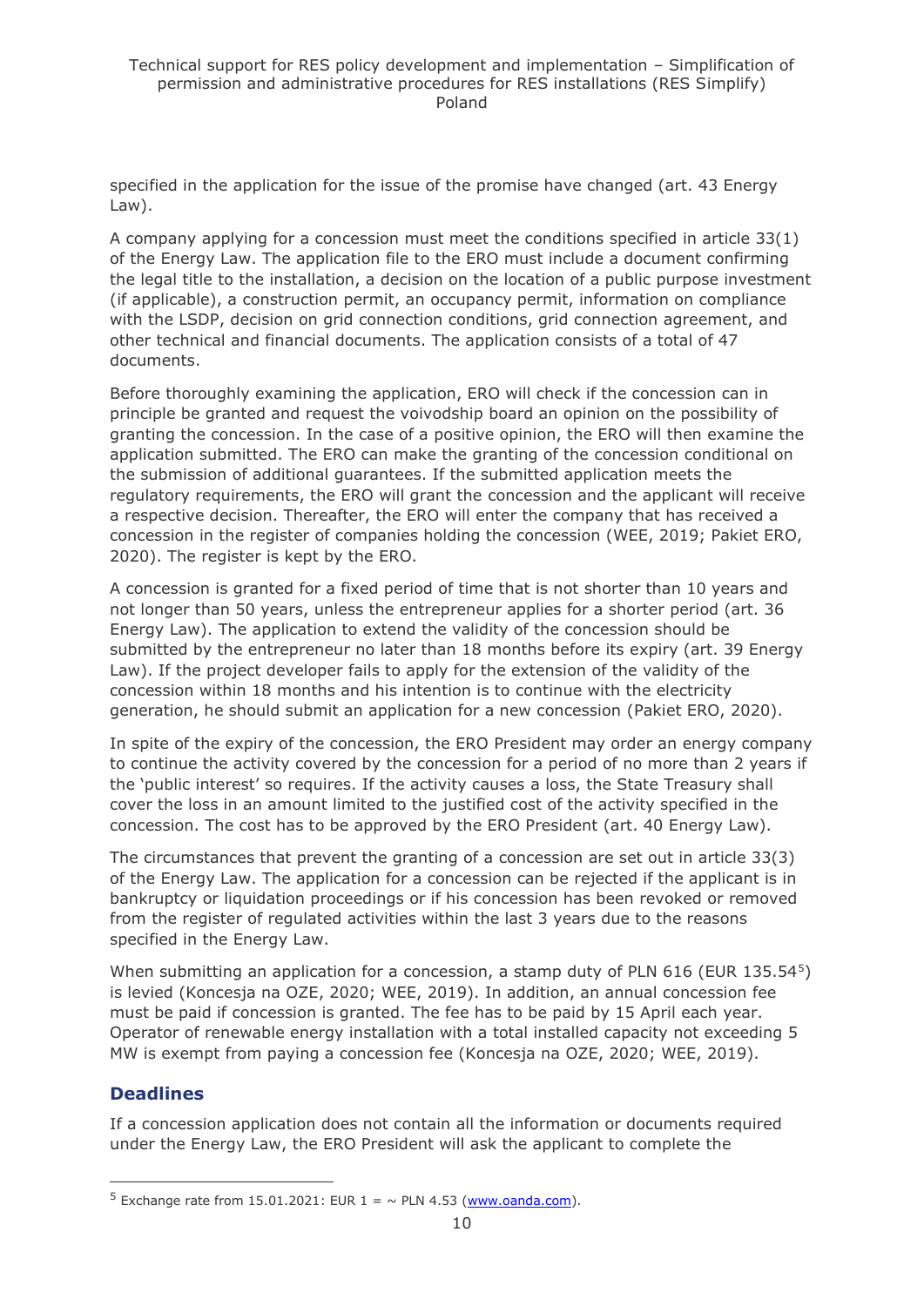specified in the application for the issue of the promise have changed (art. 43 Energy Law).

A company applying for a concession must meet the conditions specified in article 33(1) of the Energy Law. The application file to the ERO must include a document confirming the legal title to the installation, a decision on the location of a public purpose investment (if applicable), a construction permit, an occupancy permit, information on compliance with the LSDP, decision on grid connection conditions, grid connection agreement, and other technical and financial documents. The application consists of a total of 47 documents.

Before thoroughly examining the application, ERO will check if the concession can in principle be granted and request the voivodship board an opinion on the possibility of granting the concession. In the case of a positive opinion, the ERO will then examine the application submitted. The ERO can make the granting of the concession conditional on the submission of additional guarantees. If the submitted application meets the regulatory requirements, the ERO will grant the concession and the applicant will receive a respective decision. Thereafter, the ERO will enter the company that has received a concession in the register of companies holding the concession (WEE, 2019; Pakiet ERO, 2020). The register is kept by the ERO.

A concession is granted for a fixed period of time that is not shorter than 10 years and not longer than 50 years, unless the entrepreneur applies for a shorter period (art. 36 Energy Law). The application to extend the validity of the concession should be submitted by the entrepreneur no later than 18 months before its expiry (art. 39 Energy Law). If the project developer fails to apply for the extension of the validity of the concession within 18 months and his intention is to continue with the electricity generation, he should submit an application for a new concession (Pakiet ERO, 2020).

In spite of the expiry of the concession, the ERO President may order an energy company to continue the activity covered by the concession for a period of no more than 2 years if the 'public interest' so requires. If the activity causes a loss, the State Treasury shall cover the loss in an amount limited to the justified cost of the activity specified in the concession. The cost has to be approved by the ERO President (art. 40 Energy Law).

The circumstances that prevent the granting of a concession are set out in article 33(3) of the Energy Law. The application for a concession can be rejected if the applicant is in bankruptcy or liquidation proceedings or if his concession has been revoked or removed from the register of regulated activities within the last 3 years due to the reasons specified in the Energy Law.

When submitting an application for a concession, a stamp duty of PLN 616 (EUR 135.54[5]) is levied (Koncesja na OZE, 2020; WEE, 2019). In addition, an annual concession fee must be paid if concession is granted. The fee has to be paid by 15 April each year. Operator of renewable energy installation with a total installed capacity not exceeding 5 MW is exempt from paying a concession fee (Koncesja na OZE, 2020; WEE, 2019).

### Deadlines

If a concession application does not contain all the information or documents required under the Energy Law, the ERO President will ask the applicant to complete the

[5] Exchange rate from 15.01.2021: EUR 1 = ~ PLN 4.53 (www.oanda.com).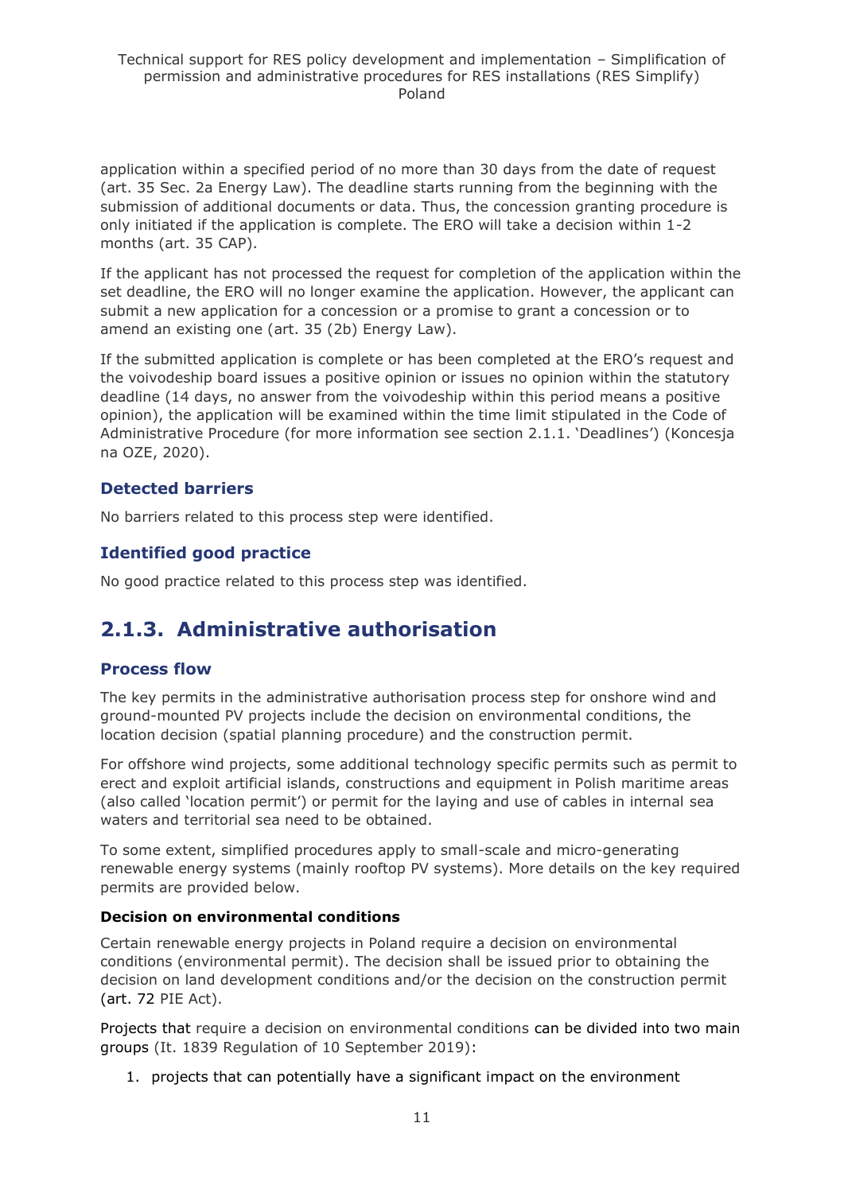application within a specified period of no more than 30 days from the date of request (art. 35 Sec. 2a Energy Law). The deadline starts running from the beginning with the submission of additional documents or data. Thus, the concession granting procedure is only initiated if the application is complete. The ERO will take a decision within 1-2 months (art. 35 CAP).

If the applicant has not processed the request for completion of the application within the set deadline, the ERO will no longer examine the application. However, the applicant can submit a new application for a concession or a promise to grant a concession or to amend an existing one (art. 35 (2b) Energy Law).

If the submitted application is complete or has been completed at the ERO's request and the voivodeship board issues a positive opinion or issues no opinion within the statutory deadline (14 days, no answer from the voivodeship within this period means a positive opinion), the application will be examined within the time limit stipulated in the Code of Administrative Procedure (for more information see section 2.1.1. 'Deadlines') (Koncesja na OZE, 2020).

### Detected barriers

No barriers related to this process step were identified.

### Identified good practice

No good practice related to this process step was identified.

## 2.1.3. Administrative authorisation

### Process flow

The key permits in the administrative authorisation process step for onshore wind and ground-mounted PV projects include the decision on environmental conditions, the location decision (spatial planning procedure) and the construction permit.

For offshore wind projects, some additional technology specific permits such as permit to erect and exploit artificial islands, constructions and equipment in Polish maritime areas (also called 'location permit') or permit for the laying and use of cables in internal sea waters and territorial sea need to be obtained.

To some extent, simplified procedures apply to small-scale and micro-generating renewable energy systems (mainly rooftop PV systems). More details on the key required permits are provided below.

**Decision on environmental conditions**

Certain renewable energy projects in Poland require a decision on environmental conditions (environmental permit). The decision shall be issued prior to obtaining the decision on land development conditions and/or the decision on the construction permit (art. 72 PIE Act).

Projects that require a decision on environmental conditions can be divided into two main groups (It. 1839 Regulation of 10 September 2019):

1. projects that can potentially have a significant impact on the environment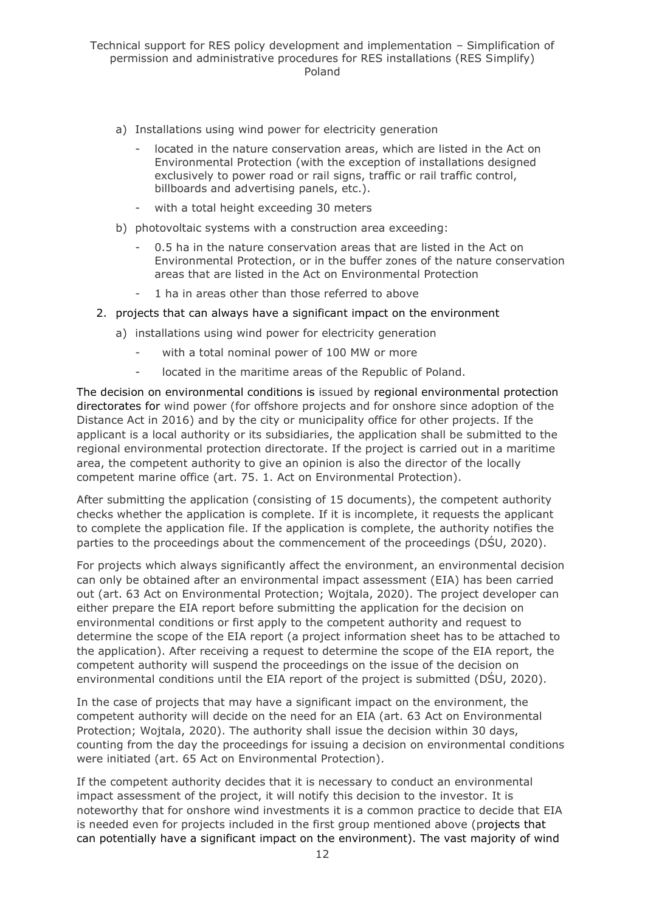a) Installations using wind power for electricity generation

   - located in the nature conservation areas, which are listed in the Act on Environmental Protection (with the exception of installations designed exclusively to power road or rail signs, traffic or rail traffic control, billboards and advertising panels, etc.).
   - with a total height exceeding 30 meters

b) photovoltaic systems with a construction area exceeding:

   - 0.5 ha in the nature conservation areas that are listed in the Act on Environmental Protection, or in the buffer zones of the nature conservation areas that are listed in the Act on Environmental Protection
   - 1 ha in areas other than those referred to above

2. projects that can always have a significant impact on the environment

   a) installations using wind power for electricity generation

      - with a total nominal power of 100 MW or more
      - located in the maritime areas of the Republic of Poland.

The decision on environmental conditions is issued by regional environmental protection directorates for wind power (for offshore projects and for onshore since adoption of the Distance Act in 2016) and by the city or municipality office for other projects. If the applicant is a local authority or its subsidiaries, the application shall be submitted to the regional environmental protection directorate. If the project is carried out in a maritime area, the competent authority to give an opinion is also the director of the locally competent marine office (art. 75. 1. Act on Environmental Protection).

After submitting the application (consisting of 15 documents), the competent authority checks whether the application is complete. If it is incomplete, it requests the applicant to complete the application file. If the application is complete, the authority notifies the parties to the proceedings about the commencement of the proceedings (DŚU, 2020).

For projects which always significantly affect the environment, an environmental decision can only be obtained after an environmental impact assessment (EIA) has been carried out (art. 63 Act on Environmental Protection; Wojtala, 2020). The project developer can either prepare the EIA report before submitting the application for the decision on environmental conditions or first apply to the competent authority and request to determine the scope of the EIA report (a project information sheet has to be attached to the application). After receiving a request to determine the scope of the EIA report, the competent authority will suspend the proceedings on the issue of the decision on environmental conditions until the EIA report of the project is submitted (DŚU, 2020).

In the case of projects that may have a significant impact on the environment, the competent authority will decide on the need for an EIA (art. 63 Act on Environmental Protection; Wojtala, 2020). The authority shall issue the decision within 30 days, counting from the day the proceedings for issuing a decision on environmental conditions were initiated (art. 65 Act on Environmental Protection).

If the competent authority decides that it is necessary to conduct an environmental impact assessment of the project, it will notify this decision to the investor. It is noteworthy that for onshore wind investments it is a common practice to decide that EIA is needed even for projects included in the first group mentioned above (projects that can potentially have a significant impact on the environment). The vast majority of wind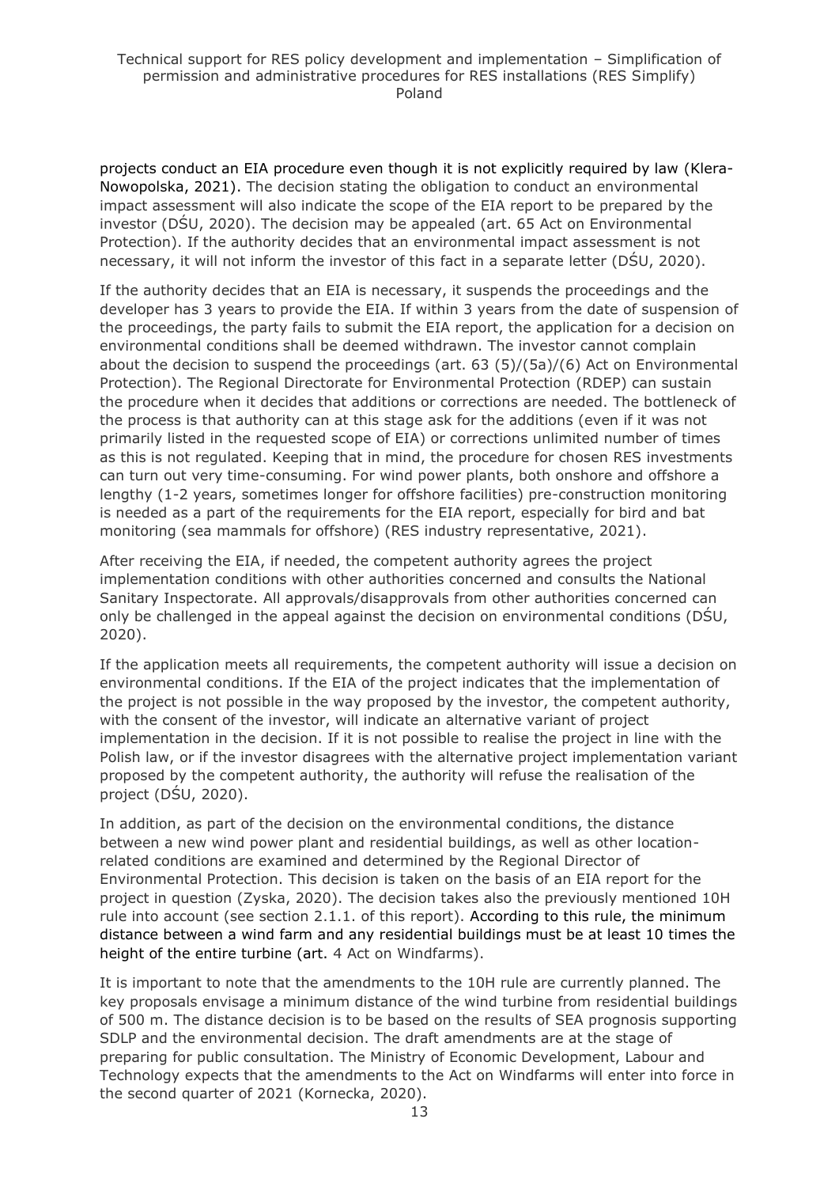projects conduct an EIA procedure even though it is not explicitly required by law (Klera-Nowopolska, 2021). The decision stating the obligation to conduct an environmental impact assessment will also indicate the scope of the EIA report to be prepared by the investor (DŚU, 2020). The decision may be appealed (art. 65 Act on Environmental Protection). If the authority decides that an environmental impact assessment is not necessary, it will not inform the investor of this fact in a separate letter (DŚU, 2020).

If the authority decides that an EIA is necessary, it suspends the proceedings and the developer has 3 years to provide the EIA. If within 3 years from the date of suspension of the proceedings, the party fails to submit the EIA report, the application for a decision on environmental conditions shall be deemed withdrawn. The investor cannot complain about the decision to suspend the proceedings (art. 63 (5)/(5a)/(6) Act on Environmental Protection). The Regional Directorate for Environmental Protection (RDEP) can sustain the procedure when it decides that additions or corrections are needed. The bottleneck of the process is that authority can at this stage ask for the additions (even if it was not primarily listed in the requested scope of EIA) or corrections unlimited number of times as this is not regulated. Keeping that in mind, the procedure for chosen RES investments can turn out very time-consuming. For wind power plants, both onshore and offshore a lengthy (1-2 years, sometimes longer for offshore facilities) pre-construction monitoring is needed as a part of the requirements for the EIA report, especially for bird and bat monitoring (sea mammals for offshore) (RES industry representative, 2021).

After receiving the EIA, if needed, the competent authority agrees the project implementation conditions with other authorities concerned and consults the National Sanitary Inspectorate. All approvals/disapprovals from other authorities concerned can only be challenged in the appeal against the decision on environmental conditions (DŚU, 2020).

If the application meets all requirements, the competent authority will issue a decision on environmental conditions. If the EIA of the project indicates that the implementation of the project is not possible in the way proposed by the investor, the competent authority, with the consent of the investor, will indicate an alternative variant of project implementation in the decision. If it is not possible to realise the project in line with the Polish law, or if the investor disagrees with the alternative project implementation variant proposed by the competent authority, the authority will refuse the realisation of the project (DŚU, 2020).

In addition, as part of the decision on the environmental conditions, the distance between a new wind power plant and residential buildings, as well as other location-related conditions are examined and determined by the Regional Director of Environmental Protection. This decision is taken on the basis of an EIA report for the project in question (Zyska, 2020). The decision takes also the previously mentioned 10H rule into account (see section 2.1.1. of this report). According to this rule, the minimum distance between a wind farm and any residential buildings must be at least 10 times the height of the entire turbine (art. 4 Act on Windfarms).

It is important to note that the amendments to the 10H rule are currently planned. The key proposals envisage a minimum distance of the wind turbine from residential buildings of 500 m. The distance decision is to be based on the results of SEA prognosis supporting SDLP and the environmental decision. The draft amendments are at the stage of preparing for public consultation. The Ministry of Economic Development, Labour and Technology expects that the amendments to the Act on Windfarms will enter into force in the second quarter of 2021 (Kornecka, 2020).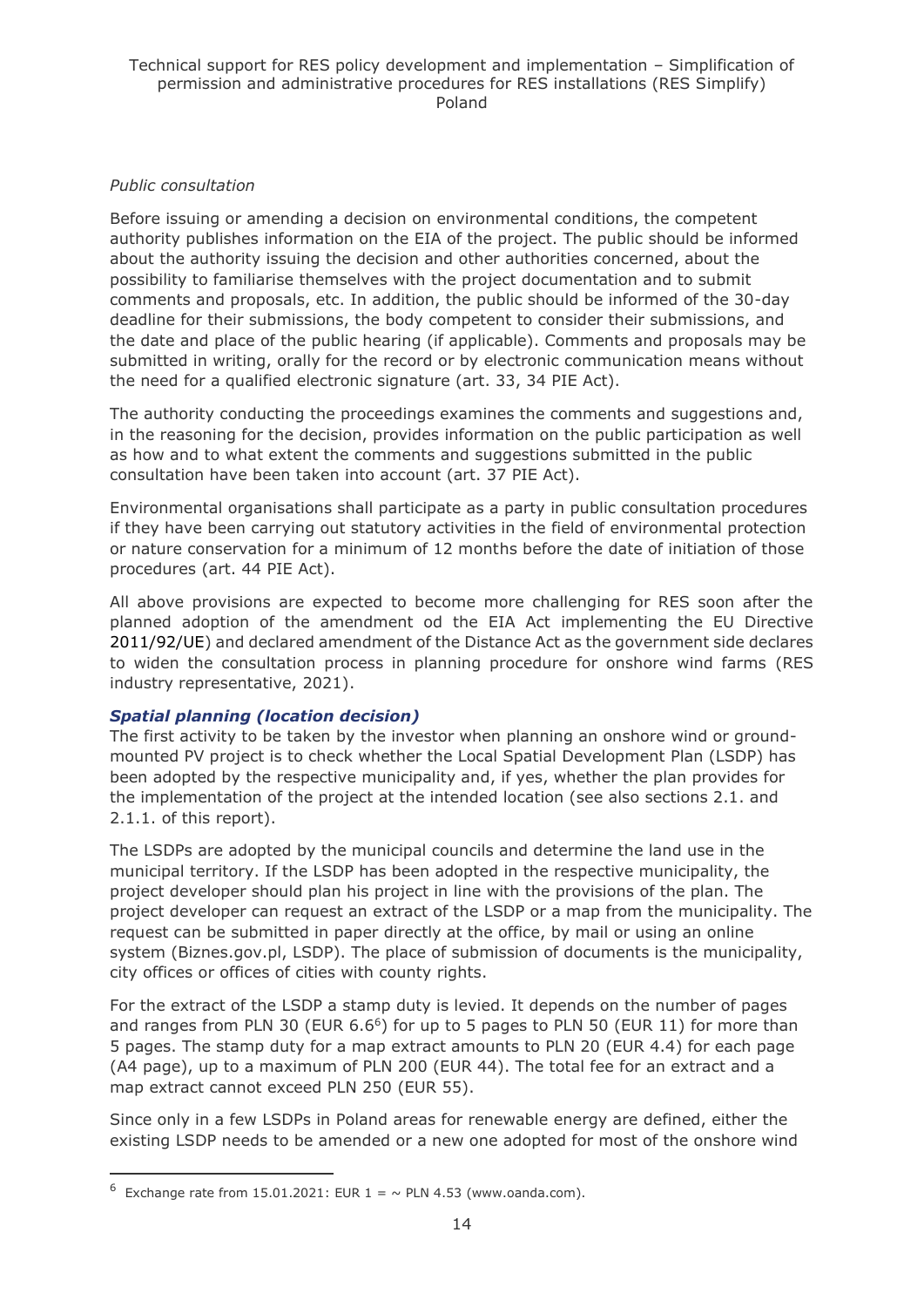*Public consultation*

Before issuing or amending a decision on environmental conditions, the competent authority publishes information on the EIA of the project. The public should be informed about the authority issuing the decision and other authorities concerned, about the possibility to familiarise themselves with the project documentation and to submit comments and proposals, etc. In addition, the public should be informed of the 30-day deadline for their submissions, the body competent to consider their submissions, and the date and place of the public hearing (if applicable). Comments and proposals may be submitted in writing, orally for the record or by electronic communication means without the need for a qualified electronic signature (art. 33, 34 PIE Act).

The authority conducting the proceedings examines the comments and suggestions and, in the reasoning for the decision, provides information on the public participation as well as how and to what extent the comments and suggestions submitted in the public consultation have been taken into account (art. 37 PIE Act).

Environmental organisations shall participate as a party in public consultation procedures if they have been carrying out statutory activities in the field of environmental protection or nature conservation for a minimum of 12 months before the date of initiation of those procedures (art. 44 PIE Act).

All above provisions are expected to become more challenging for RES soon after the planned adoption of the amendment od the EIA Act implementing the EU Directive 2011/92/UE) and declared amendment of the Distance Act as the government side declares to widen the consultation process in planning procedure for onshore wind farms (RES industry representative, 2021).

### *Spatial planning (location decision)*

The first activity to be taken by the investor when planning an onshore wind or ground-mounted PV project is to check whether the Local Spatial Development Plan (LSDP) has been adopted by the respective municipality and, if yes, whether the plan provides for the implementation of the project at the intended location (see also sections 2.1. and 2.1.1. of this report).

The LSDPs are adopted by the municipal councils and determine the land use in the municipal territory. If the LSDP has been adopted in the respective municipality, the project developer should plan his project in line with the provisions of the plan. The project developer can request an extract of the LSDP or a map from the municipality. The request can be submitted in paper directly at the office, by mail or using an online system (Biznes.gov.pl, LSDP). The place of submission of documents is the municipality, city offices or offices of cities with county rights.

For the extract of the LSDP a stamp duty is levied. It depends on the number of pages and ranges from PLN 30 (EUR 6.6[6]) for up to 5 pages to PLN 50 (EUR 11) for more than 5 pages. The stamp duty for a map extract amounts to PLN 20 (EUR 4.4) for each page (A4 page), up to a maximum of PLN 200 (EUR 44). The total fee for an extract and a map extract cannot exceed PLN 250 (EUR 55).

Since only in a few LSDPs in Poland areas for renewable energy are defined, either the existing LSDP needs to be amended or a new one adopted for most of the onshore wind

[6] Exchange rate from 15.01.2021: EUR 1 = ~ PLN 4.53 (www.oanda.com).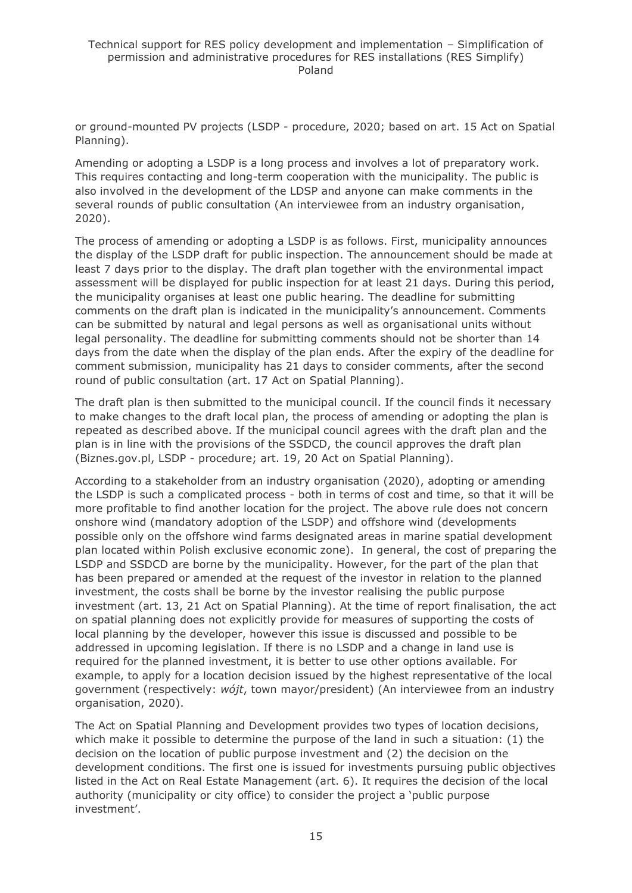or ground-mounted PV projects (LSDP - procedure, 2020; based on art. 15 Act on Spatial Planning).

Amending or adopting a LSDP is a long process and involves a lot of preparatory work. This requires contacting and long-term cooperation with the municipality. The public is also involved in the development of the LDSP and anyone can make comments in the several rounds of public consultation (An interviewee from an industry organisation, 2020).

The process of amending or adopting a LSDP is as follows. First, municipality announces the display of the LSDP draft for public inspection. The announcement should be made at least 7 days prior to the display. The draft plan together with the environmental impact assessment will be displayed for public inspection for at least 21 days. During this period, the municipality organises at least one public hearing. The deadline for submitting comments on the draft plan is indicated in the municipality's announcement. Comments can be submitted by natural and legal persons as well as organisational units without legal personality. The deadline for submitting comments should not be shorter than 14 days from the date when the display of the plan ends. After the expiry of the deadline for comment submission, municipality has 21 days to consider comments, after the second round of public consultation (art. 17 Act on Spatial Planning).

The draft plan is then submitted to the municipal council. If the council finds it necessary to make changes to the draft local plan, the process of amending or adopting the plan is repeated as described above. If the municipal council agrees with the draft plan and the plan is in line with the provisions of the SSDCD, the council approves the draft plan (Biznes.gov.pl, LSDP - procedure; art. 19, 20 Act on Spatial Planning).

According to a stakeholder from an industry organisation (2020), adopting or amending the LSDP is such a complicated process - both in terms of cost and time, so that it will be more profitable to find another location for the project. The above rule does not concern onshore wind (mandatory adoption of the LSDP) and offshore wind (developments possible only on the offshore wind farms designated areas in marine spatial development plan located within Polish exclusive economic zone). In general, the cost of preparing the LSDP and SSDCD are borne by the municipality. However, for the part of the plan that has been prepared or amended at the request of the investor in relation to the planned investment, the costs shall be borne by the investor realising the public purpose investment (art. 13, 21 Act on Spatial Planning). At the time of report finalisation, the act on spatial planning does not explicitly provide for measures of supporting the costs of local planning by the developer, however this issue is discussed and possible to be addressed in upcoming legislation. If there is no LSDP and a change in land use is required for the planned investment, it is better to use other options available. For example, to apply for a location decision issued by the highest representative of the local government (respectively: *wójt*, town mayor/president) (An interviewee from an industry organisation, 2020).

The Act on Spatial Planning and Development provides two types of location decisions, which make it possible to determine the purpose of the land in such a situation: (1) the decision on the location of public purpose investment and (2) the decision on the development conditions. The first one is issued for investments pursuing public objectives listed in the Act on Real Estate Management (art. 6). It requires the decision of the local authority (municipality or city office) to consider the project a 'public purpose investment'.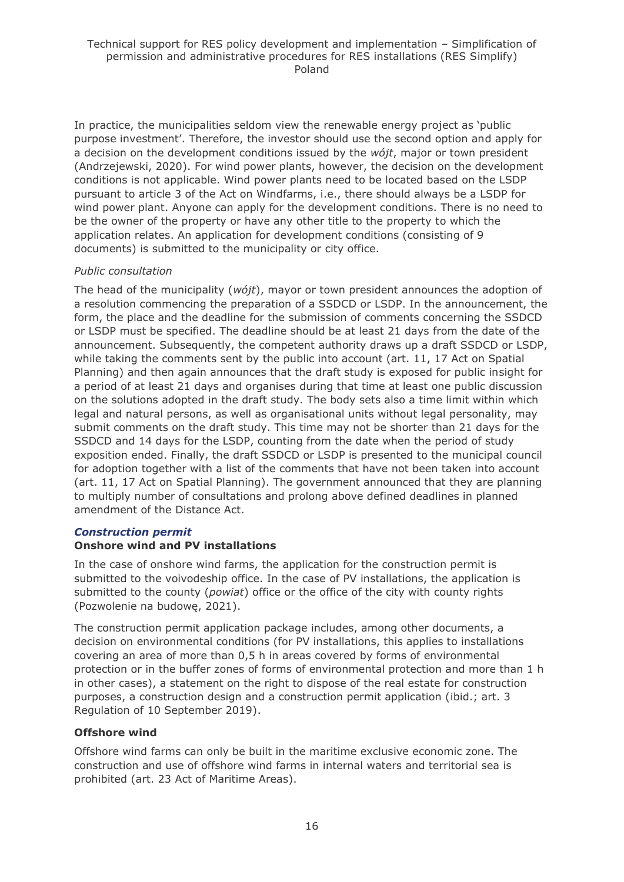In practice, the municipalities seldom view the renewable energy project as 'public purpose investment'. Therefore, the investor should use the second option and apply for a decision on the development conditions issued by the *wójt*, major or town president (Andrzejewski, 2020). For wind power plants, however, the decision on the development conditions is not applicable. Wind power plants need to be located based on the LSDP pursuant to article 3 of the Act on Windfarms, i.e., there should always be a LSDP for wind power plant. Anyone can apply for the development conditions. There is no need to be the owner of the property or have any other title to the property to which the application relates. An application for development conditions (consisting of 9 documents) is submitted to the municipality or city office.

*Public consultation*

The head of the municipality (*wójt*), mayor or town president announces the adoption of a resolution commencing the preparation of a SSDCD or LSDP. In the announcement, the form, the place and the deadline for the submission of comments concerning the SSDCD or LSDP must be specified. The deadline should be at least 21 days from the date of the announcement. Subsequently, the competent authority draws up a draft SSDCD or LSDP, while taking the comments sent by the public into account (art. 11, 17 Act on Spatial Planning) and then again announces that the draft study is exposed for public insight for a period of at least 21 days and organises during that time at least one public discussion on the solutions adopted in the draft study. The body sets also a time limit within which legal and natural persons, as well as organisational units without legal personality, may submit comments on the draft study. This time may not be shorter than 21 days for the SSDCD and 14 days for the LSDP, counting from the date when the period of study exposition ended. Finally, the draft SSDCD or LSDP is presented to the municipal council for adoption together with a list of the comments that have not been taken into account (art. 11, 17 Act on Spatial Planning). The government announced that they are planning to multiply number of consultations and prolong above defined deadlines in planned amendment of the Distance Act.

### *Construction permit*

#### Onshore wind and PV installations

In the case of onshore wind farms, the application for the construction permit is submitted to the voivodeship office. In the case of PV installations, the application is submitted to the county (*powiat*) office or the office of the city with county rights (Pozwolenie na budowę, 2021).

The construction permit application package includes, among other documents, a decision on environmental conditions (for PV installations, this applies to installations covering an area of more than 0,5 h in areas covered by forms of environmental protection or in the buffer zones of forms of environmental protection and more than 1 h in other cases), a statement on the right to dispose of the real estate for construction purposes, a construction design and a construction permit application (ibid.; art. 3 Regulation of 10 September 2019).

#### Offshore wind

Offshore wind farms can only be built in the maritime exclusive economic zone. The construction and use of offshore wind farms in internal waters and territorial sea is prohibited (art. 23 Act of Maritime Areas).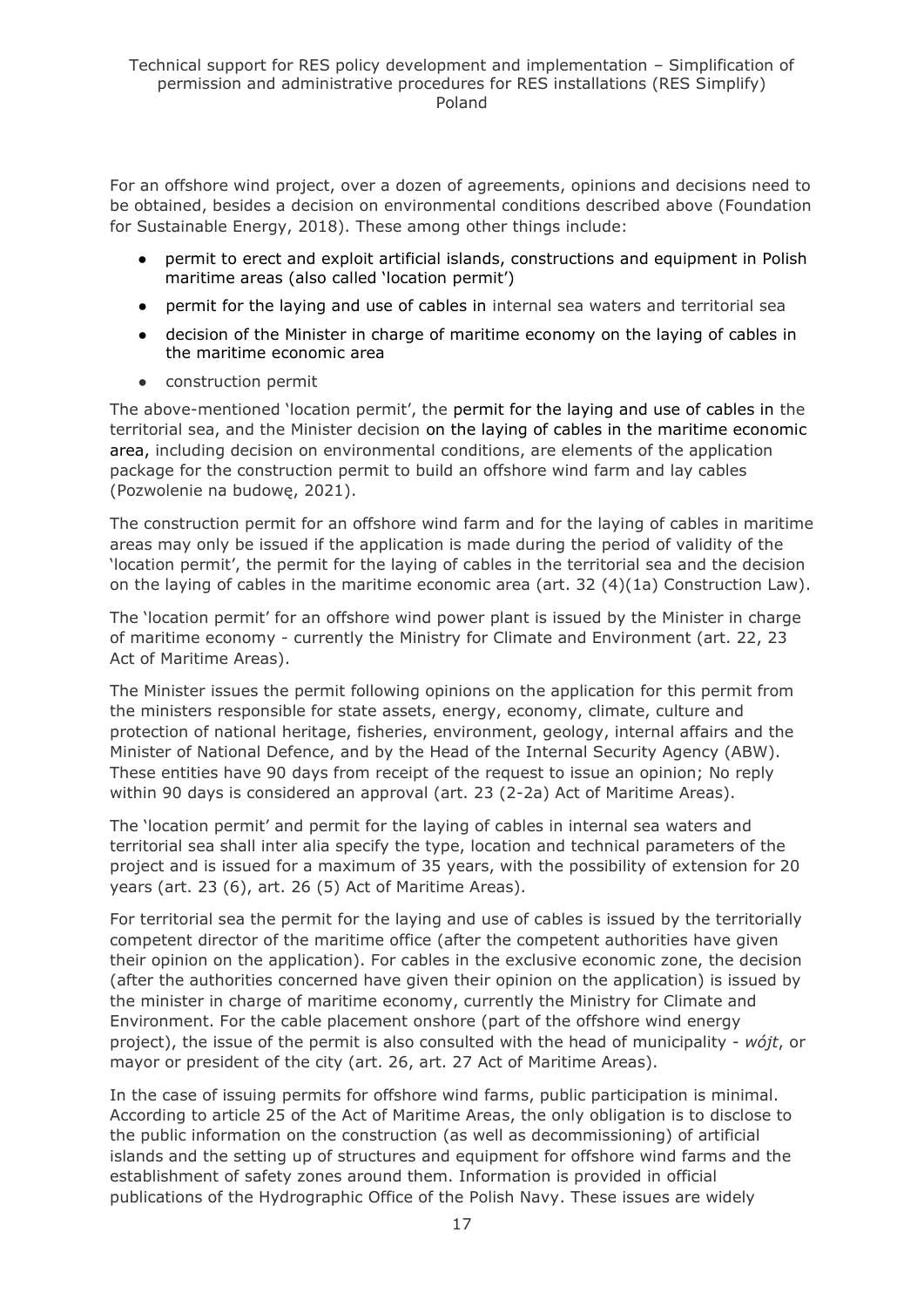For an offshore wind project, over a dozen of agreements, opinions and decisions need to be obtained, besides a decision on environmental conditions described above (Foundation for Sustainable Energy, 2018). These among other things include:

- permit to erect and exploit artificial islands, constructions and equipment in Polish maritime areas (also called 'location permit')
- permit for the laying and use of cables in internal sea waters and territorial sea
- decision of the Minister in charge of maritime economy on the laying of cables in the maritime economic area
- construction permit

The above-mentioned 'location permit', the permit for the laying and use of cables in the territorial sea, and the Minister decision on the laying of cables in the maritime economic area, including decision on environmental conditions, are elements of the application package for the construction permit to build an offshore wind farm and lay cables (Pozwolenie na budowę, 2021).

The construction permit for an offshore wind farm and for the laying of cables in maritime areas may only be issued if the application is made during the period of validity of the 'location permit', the permit for the laying of cables in the territorial sea and the decision on the laying of cables in the maritime economic area (art. 32 (4)(1a) Construction Law).

The 'location permit' for an offshore wind power plant is issued by the Minister in charge of maritime economy - currently the Ministry for Climate and Environment (art. 22, 23 Act of Maritime Areas).

The Minister issues the permit following opinions on the application for this permit from the ministers responsible for state assets, energy, economy, climate, culture and protection of national heritage, fisheries, environment, geology, internal affairs and the Minister of National Defence, and by the Head of the Internal Security Agency (ABW). These entities have 90 days from receipt of the request to issue an opinion; No reply within 90 days is considered an approval (art. 23 (2-2a) Act of Maritime Areas).

The 'location permit' and permit for the laying of cables in internal sea waters and territorial sea shall inter alia specify the type, location and technical parameters of the project and is issued for a maximum of 35 years, with the possibility of extension for 20 years (art. 23 (6), art. 26 (5) Act of Maritime Areas).

For territorial sea the permit for the laying and use of cables is issued by the territorially competent director of the maritime office (after the competent authorities have given their opinion on the application). For cables in the exclusive economic zone, the decision (after the authorities concerned have given their opinion on the application) is issued by the minister in charge of maritime economy, currently the Ministry for Climate and Environment. For the cable placement onshore (part of the offshore wind energy project), the issue of the permit is also consulted with the head of municipality - *wójt*, or mayor or president of the city (art. 26, art. 27 Act of Maritime Areas).

In the case of issuing permits for offshore wind farms, public participation is minimal. According to article 25 of the Act of Maritime Areas, the only obligation is to disclose to the public information on the construction (as well as decommissioning) of artificial islands and the setting up of structures and equipment for offshore wind farms and the establishment of safety zones around them. Information is provided in official publications of the Hydrographic Office of the Polish Navy. These issues are widely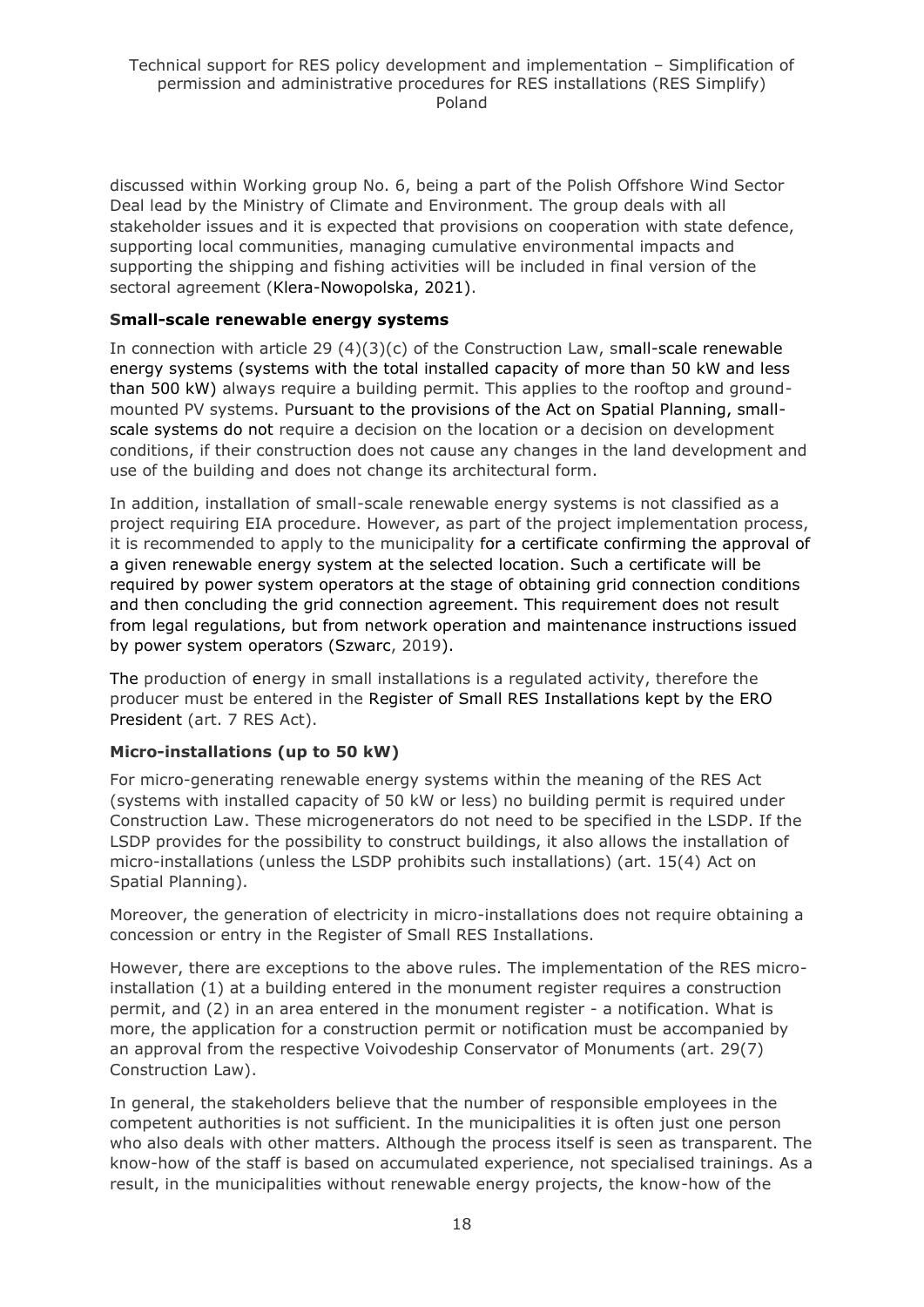discussed within Working group No. 6, being a part of the Polish Offshore Wind Sector Deal lead by the Ministry of Climate and Environment. The group deals with all stakeholder issues and it is expected that provisions on cooperation with state defence, supporting local communities, managing cumulative environmental impacts and supporting the shipping and fishing activities will be included in final version of the sectoral agreement (Klera-Nowopolska, 2021).

### Small-scale renewable energy systems

In connection with article 29 (4)(3)(c) of the Construction Law, small-scale renewable energy systems (systems with the total installed capacity of more than 50 kW and less than 500 kW) always require a building permit. This applies to the rooftop and ground-mounted PV systems. Pursuant to the provisions of the Act on Spatial Planning, small-scale systems do not require a decision on the location or a decision on development conditions, if their construction does not cause any changes in the land development and use of the building and does not change its architectural form.

In addition, installation of small-scale renewable energy systems is not classified as a project requiring EIA procedure. However, as part of the project implementation process, it is recommended to apply to the municipality for a certificate confirming the approval of a given renewable energy system at the selected location. Such a certificate will be required by power system operators at the stage of obtaining grid connection conditions and then concluding the grid connection agreement. This requirement does not result from legal regulations, but from network operation and maintenance instructions issued by power system operators (Szwarc, 2019).

The production of energy in small installations is a regulated activity, therefore the producer must be entered in the Register of Small RES Installations kept by the ERO President (art. 7 RES Act).

### Micro-installations (up to 50 kW)

For micro-generating renewable energy systems within the meaning of the RES Act (systems with installed capacity of 50 kW or less) no building permit is required under Construction Law. These microgenerators do not need to be specified in the LSDP. If the LSDP provides for the possibility to construct buildings, it also allows the installation of micro-installations (unless the LSDP prohibits such installations) (art. 15(4) Act on Spatial Planning).

Moreover, the generation of electricity in micro-installations does not require obtaining a concession or entry in the Register of Small RES Installations.

However, there are exceptions to the above rules. The implementation of the RES micro-installation (1) at a building entered in the monument register requires a construction permit, and (2) in an area entered in the monument register - a notification. What is more, the application for a construction permit or notification must be accompanied by an approval from the respective Voivodeship Conservator of Monuments (art. 29(7) Construction Law).

In general, the stakeholders believe that the number of responsible employees in the competent authorities is not sufficient. In the municipalities it is often just one person who also deals with other matters. Although the process itself is seen as transparent. The know-how of the staff is based on accumulated experience, not specialised trainings. As a result, in the municipalities without renewable energy projects, the know-how of the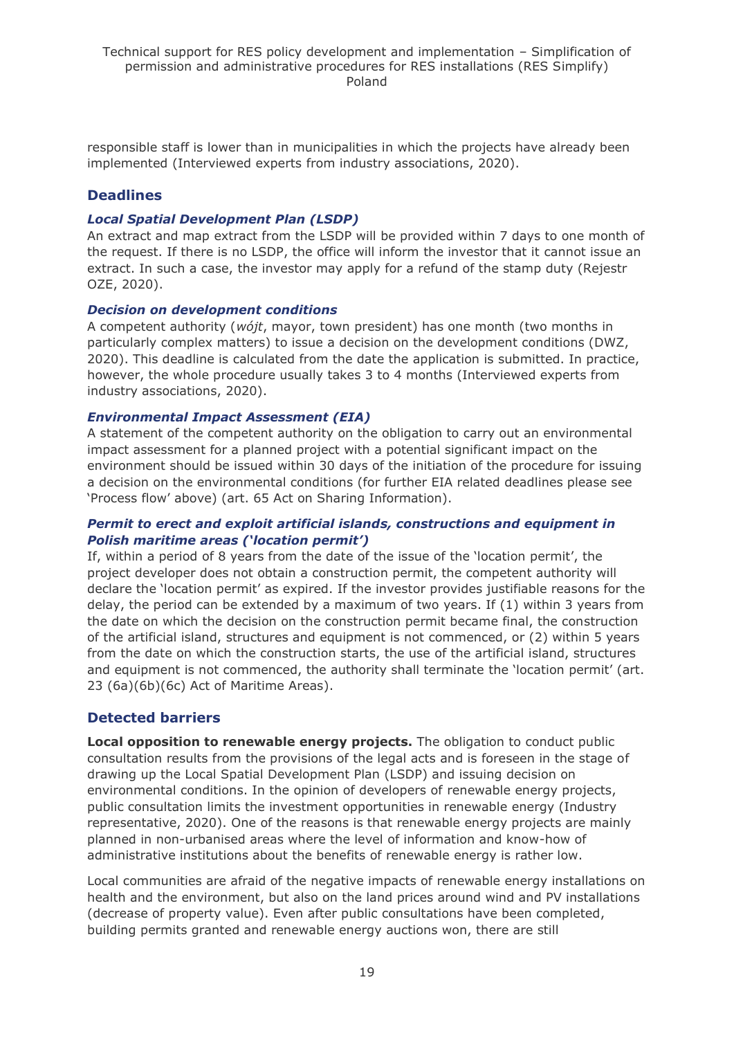responsible staff is lower than in municipalities in which the projects have already been implemented (Interviewed experts from industry associations, 2020).

## Deadlines

### *Local Spatial Development Plan (LSDP)*

An extract and map extract from the LSDP will be provided within 7 days to one month of the request. If there is no LSDP, the office will inform the investor that it cannot issue an extract. In such a case, the investor may apply for a refund of the stamp duty (Rejestr OZE, 2020).

### *Decision on development conditions*

A competent authority (*wójt*, mayor, town president) has one month (two months in particularly complex matters) to issue a decision on the development conditions (DWZ, 2020). This deadline is calculated from the date the application is submitted. In practice, however, the whole procedure usually takes 3 to 4 months (Interviewed experts from industry associations, 2020).

### *Environmental Impact Assessment (EIA)*

A statement of the competent authority on the obligation to carry out an environmental impact assessment for a planned project with a potential significant impact on the environment should be issued within 30 days of the initiation of the procedure for issuing a decision on the environmental conditions (for further EIA related deadlines please see 'Process flow' above) (art. 65 Act on Sharing Information).

### *Permit to erect and exploit artificial islands, constructions and equipment in Polish maritime areas ('location permit')*

If, within a period of 8 years from the date of the issue of the 'location permit', the project developer does not obtain a construction permit, the competent authority will declare the 'location permit' as expired. If the investor provides justifiable reasons for the delay, the period can be extended by a maximum of two years. If (1) within 3 years from the date on which the decision on the construction permit became final, the construction of the artificial island, structures and equipment is not commenced, or (2) within 5 years from the date on which the construction starts, the use of the artificial island, structures and equipment is not commenced, the authority shall terminate the 'location permit' (art. 23 (6a)(6b)(6c) Act of Maritime Areas).

## Detected barriers

**Local opposition to renewable energy projects.** The obligation to conduct public consultation results from the provisions of the legal acts and is foreseen in the stage of drawing up the Local Spatial Development Plan (LSDP) and issuing decision on environmental conditions. In the opinion of developers of renewable energy projects, public consultation limits the investment opportunities in renewable energy (Industry representative, 2020). One of the reasons is that renewable energy projects are mainly planned in non-urbanised areas where the level of information and know-how of administrative institutions about the benefits of renewable energy is rather low.

Local communities are afraid of the negative impacts of renewable energy installations on health and the environment, but also on the land prices around wind and PV installations (decrease of property value). Even after public consultations have been completed, building permits granted and renewable energy auctions won, there are still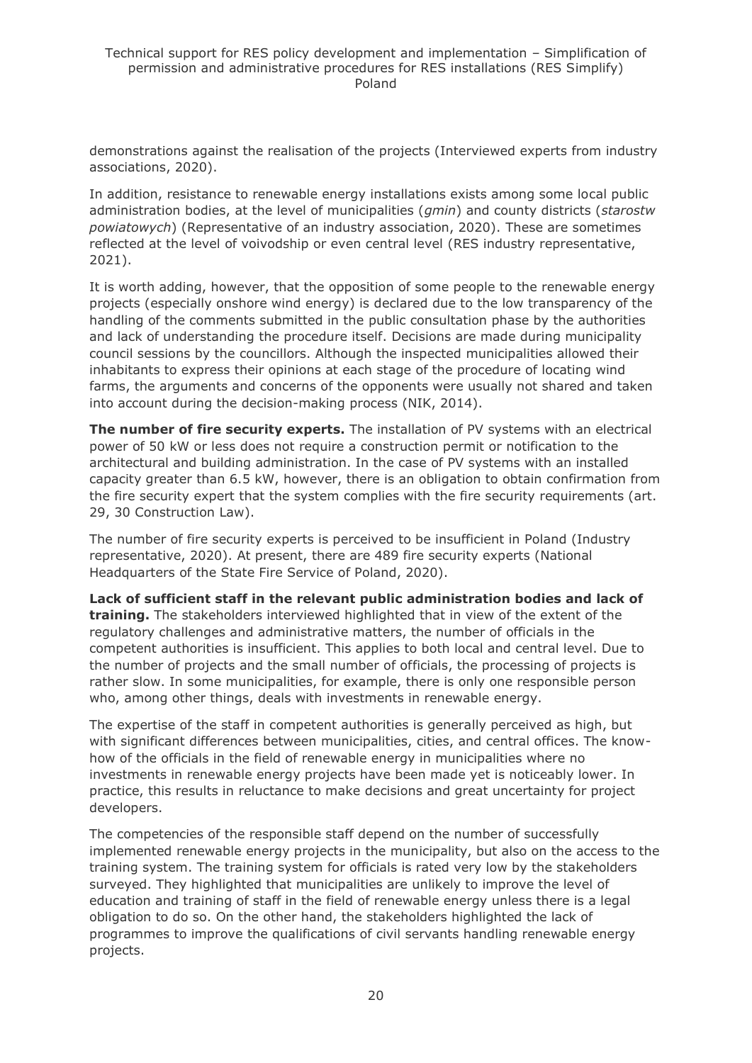demonstrations against the realisation of the projects (Interviewed experts from industry associations, 2020).

In addition, resistance to renewable energy installations exists among some local public administration bodies, at the level of municipalities (*gmin*) and county districts (*starostw powiatowych*) (Representative of an industry association, 2020). These are sometimes reflected at the level of voivodship or even central level (RES industry representative, 2021).

It is worth adding, however, that the opposition of some people to the renewable energy projects (especially onshore wind energy) is declared due to the low transparency of the handling of the comments submitted in the public consultation phase by the authorities and lack of understanding the procedure itself. Decisions are made during municipality council sessions by the councillors. Although the inspected municipalities allowed their inhabitants to express their opinions at each stage of the procedure of locating wind farms, the arguments and concerns of the opponents were usually not shared and taken into account during the decision-making process (NIK, 2014).

**The number of fire security experts.** The installation of PV systems with an electrical power of 50 kW or less does not require a construction permit or notification to the architectural and building administration. In the case of PV systems with an installed capacity greater than 6.5 kW, however, there is an obligation to obtain confirmation from the fire security expert that the system complies with the fire security requirements (art. 29, 30 Construction Law).

The number of fire security experts is perceived to be insufficient in Poland (Industry representative, 2020). At present, there are 489 fire security experts (National Headquarters of the State Fire Service of Poland, 2020).

**Lack of sufficient staff in the relevant public administration bodies and lack of training.** The stakeholders interviewed highlighted that in view of the extent of the regulatory challenges and administrative matters, the number of officials in the competent authorities is insufficient. This applies to both local and central level. Due to the number of projects and the small number of officials, the processing of projects is rather slow. In some municipalities, for example, there is only one responsible person who, among other things, deals with investments in renewable energy.

The expertise of the staff in competent authorities is generally perceived as high, but with significant differences between municipalities, cities, and central offices. The know-how of the officials in the field of renewable energy in municipalities where no investments in renewable energy projects have been made yet is noticeably lower. In practice, this results in reluctance to make decisions and great uncertainty for project developers.

The competencies of the responsible staff depend on the number of successfully implemented renewable energy projects in the municipality, but also on the access to the training system. The training system for officials is rated very low by the stakeholders surveyed. They highlighted that municipalities are unlikely to improve the level of education and training of staff in the field of renewable energy unless there is a legal obligation to do so. On the other hand, the stakeholders highlighted the lack of programmes to improve the qualifications of civil servants handling renewable energy projects.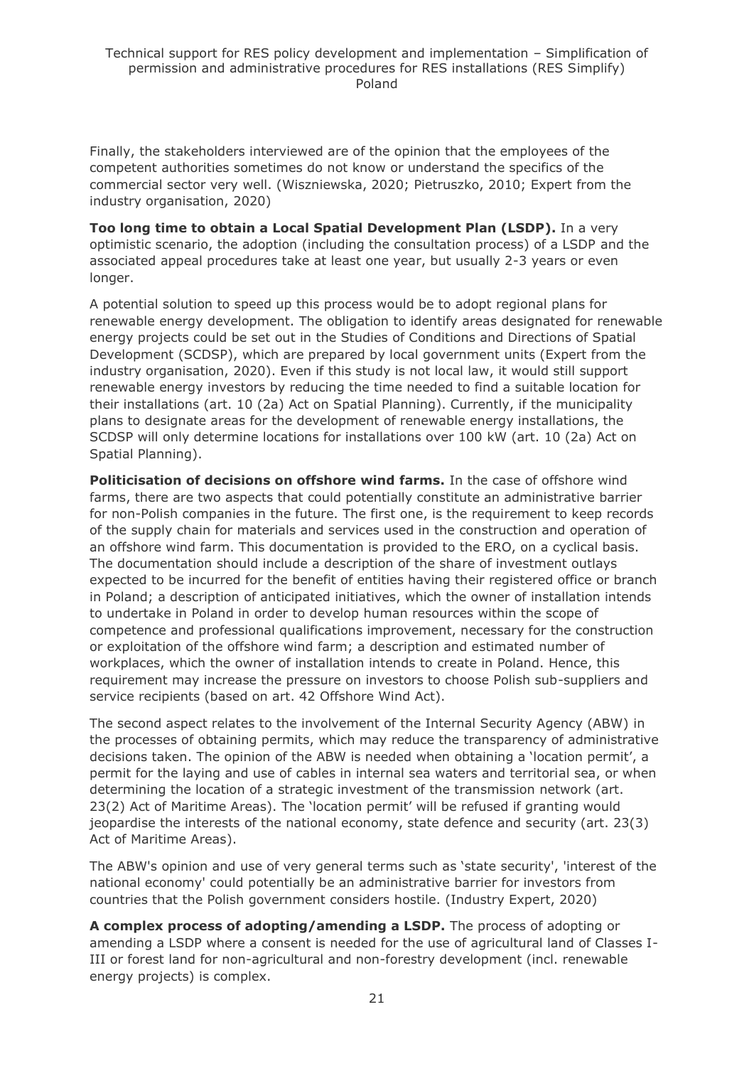Finally, the stakeholders interviewed are of the opinion that the employees of the competent authorities sometimes do not know or understand the specifics of the commercial sector very well. (Wiszniewska, 2020; Pietruszko, 2010; Expert from the industry organisation, 2020)

**Too long time to obtain a Local Spatial Development Plan (LSDP).** In a very optimistic scenario, the adoption (including the consultation process) of a LSDP and the associated appeal procedures take at least one year, but usually 2-3 years or even longer.

A potential solution to speed up this process would be to adopt regional plans for renewable energy development. The obligation to identify areas designated for renewable energy projects could be set out in the Studies of Conditions and Directions of Spatial Development (SCDSP), which are prepared by local government units (Expert from the industry organisation, 2020). Even if this study is not local law, it would still support renewable energy investors by reducing the time needed to find a suitable location for their installations (art. 10 (2a) Act on Spatial Planning). Currently, if the municipality plans to designate areas for the development of renewable energy installations, the SCDSP will only determine locations for installations over 100 kW (art. 10 (2a) Act on Spatial Planning).

**Politicisation of decisions on offshore wind farms.** In the case of offshore wind farms, there are two aspects that could potentially constitute an administrative barrier for non-Polish companies in the future. The first one, is the requirement to keep records of the supply chain for materials and services used in the construction and operation of an offshore wind farm. This documentation is provided to the ERO, on a cyclical basis. The documentation should include a description of the share of investment outlays expected to be incurred for the benefit of entities having their registered office or branch in Poland; a description of anticipated initiatives, which the owner of installation intends to undertake in Poland in order to develop human resources within the scope of competence and professional qualifications improvement, necessary for the construction or exploitation of the offshore wind farm; a description and estimated number of workplaces, which the owner of installation intends to create in Poland. Hence, this requirement may increase the pressure on investors to choose Polish sub-suppliers and service recipients (based on art. 42 Offshore Wind Act).

The second aspect relates to the involvement of the Internal Security Agency (ABW) in the processes of obtaining permits, which may reduce the transparency of administrative decisions taken. The opinion of the ABW is needed when obtaining a 'location permit', a permit for the laying and use of cables in internal sea waters and territorial sea, or when determining the location of a strategic investment of the transmission network (art. 23(2) Act of Maritime Areas). The 'location permit' will be refused if granting would jeopardise the interests of the national economy, state defence and security (art. 23(3) Act of Maritime Areas).

The ABW's opinion and use of very general terms such as 'state security', 'interest of the national economy' could potentially be an administrative barrier for investors from countries that the Polish government considers hostile. (Industry Expert, 2020)

**A complex process of adopting/amending a LSDP.** The process of adopting or amending a LSDP where a consent is needed for the use of agricultural land of Classes I-III or forest land for non-agricultural and non-forestry development (incl. renewable energy projects) is complex.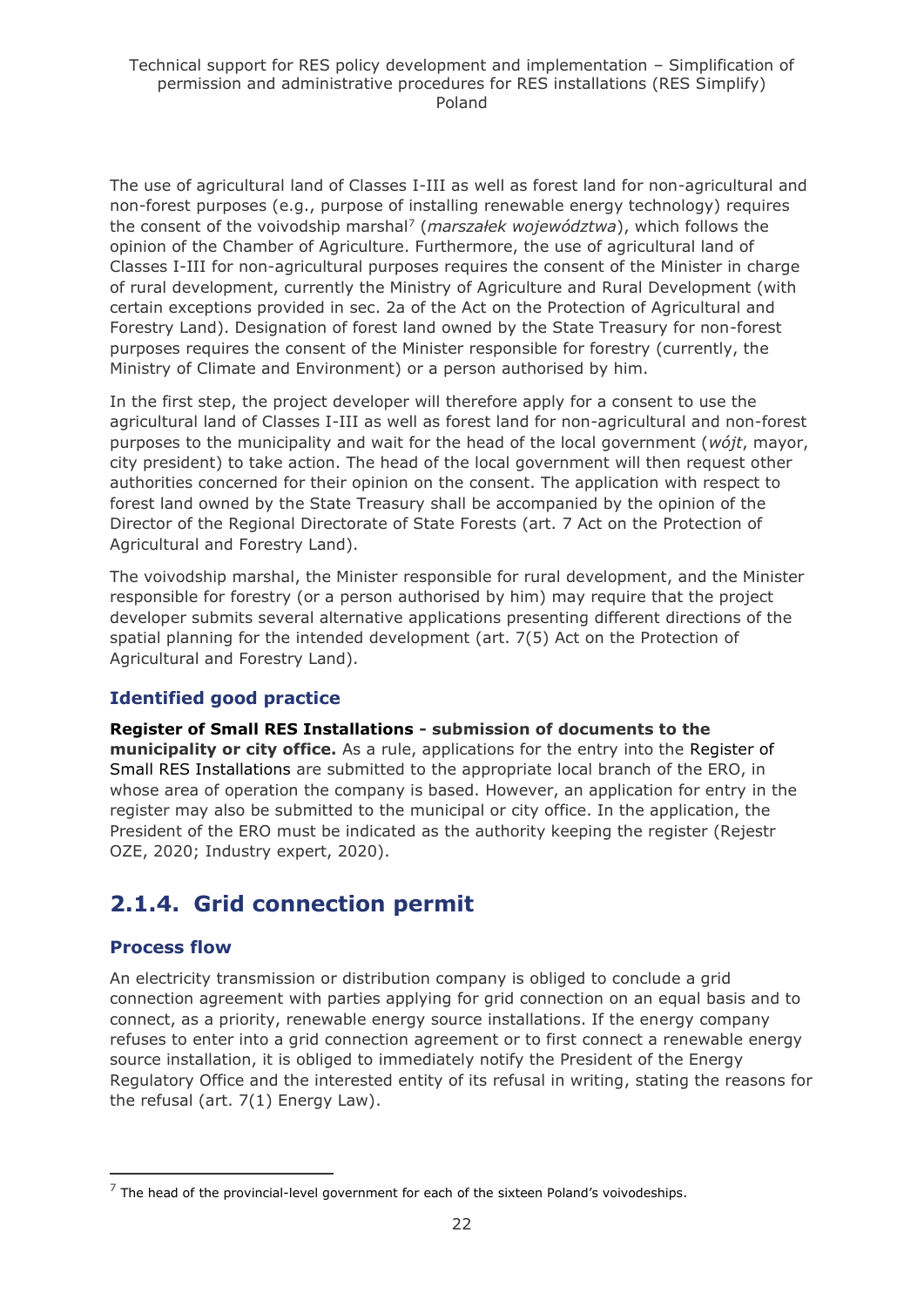The use of agricultural land of Classes I-III as well as forest land for non-agricultural and non-forest purposes (e.g., purpose of installing renewable energy technology) requires the consent of the voivodship marshal[7] (*marszałek województwa*), which follows the opinion of the Chamber of Agriculture. Furthermore, the use of agricultural land of Classes I-III for non-agricultural purposes requires the consent of the Minister in charge of rural development, currently the Ministry of Agriculture and Rural Development (with certain exceptions provided in sec. 2a of the Act on the Protection of Agricultural and Forestry Land). Designation of forest land owned by the State Treasury for non-forest purposes requires the consent of the Minister responsible for forestry (currently, the Ministry of Climate and Environment) or a person authorised by him.

In the first step, the project developer will therefore apply for a consent to use the agricultural land of Classes I-III as well as forest land for non-agricultural and non-forest purposes to the municipality and wait for the head of the local government (*wójt*, mayor, city president) to take action. The head of the local government will then request other authorities concerned for their opinion on the consent. The application with respect to forest land owned by the State Treasury shall be accompanied by the opinion of the Director of the Regional Directorate of State Forests (art. 7 Act on the Protection of Agricultural and Forestry Land).

The voivodship marshal, the Minister responsible for rural development, and the Minister responsible for forestry (or a person authorised by him) may require that the project developer submits several alternative applications presenting different directions of the spatial planning for the intended development (art. 7(5) Act on the Protection of Agricultural and Forestry Land).

### Identified good practice

**Register of Small RES Installations - submission of documents to the municipality or city office.** As a rule, applications for the entry into the Register of Small RES Installations are submitted to the appropriate local branch of the ERO, in whose area of operation the company is based. However, an application for entry in the register may also be submitted to the municipal or city office. In the application, the President of the ERO must be indicated as the authority keeping the register (Rejestr OZE, 2020; Industry expert, 2020).

## 2.1.4. Grid connection permit

### Process flow

An electricity transmission or distribution company is obliged to conclude a grid connection agreement with parties applying for grid connection on an equal basis and to connect, as a priority, renewable energy source installations. If the energy company refuses to enter into a grid connection agreement or to first connect a renewable energy source installation, it is obliged to immediately notify the President of the Energy Regulatory Office and the interested entity of its refusal in writing, stating the reasons for the refusal (art. 7(1) Energy Law).

---

[7] The head of the provincial-level government for each of the sixteen Poland's voivodeships.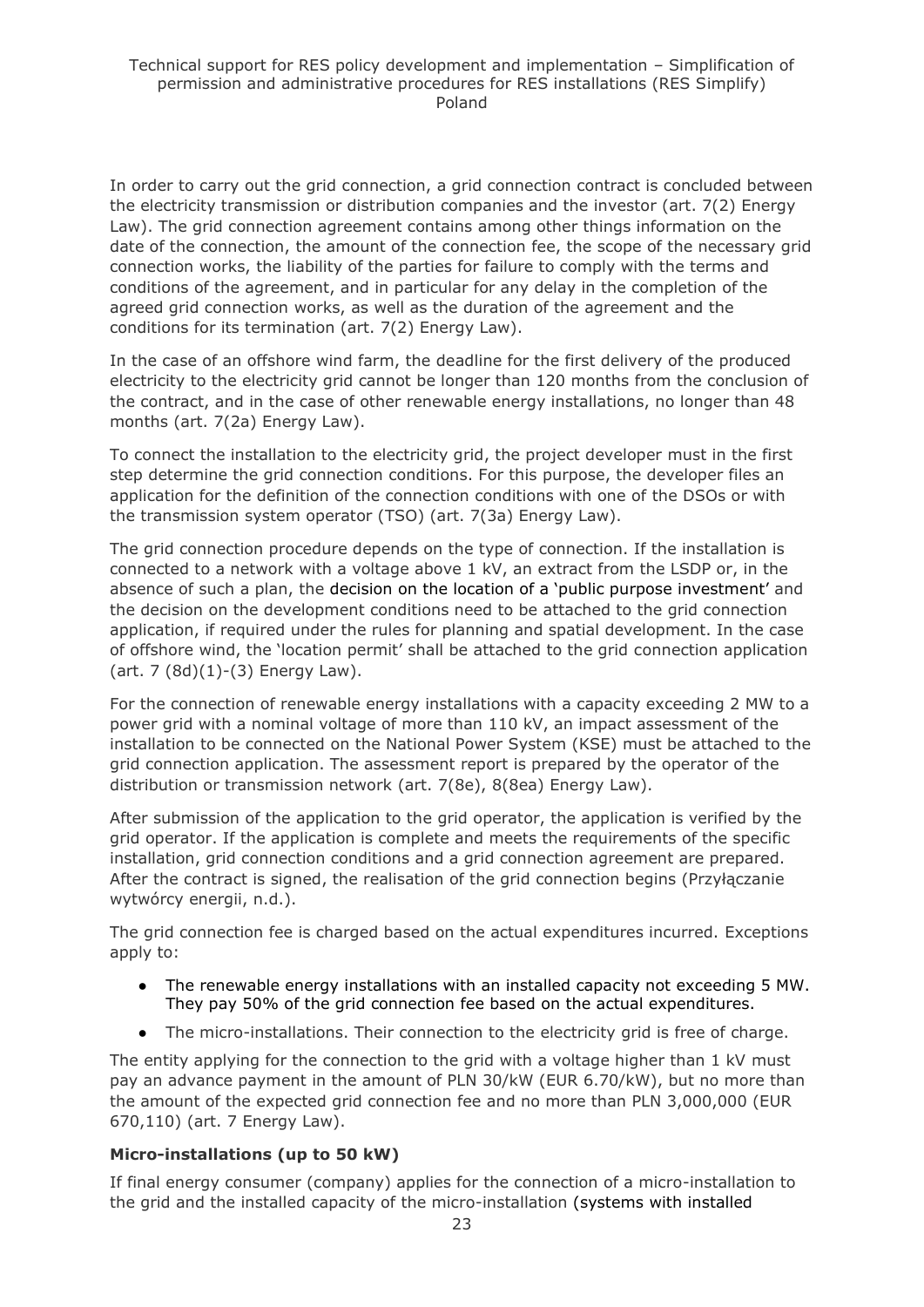In order to carry out the grid connection, a grid connection contract is concluded between the electricity transmission or distribution companies and the investor (art. 7(2) Energy Law). The grid connection agreement contains among other things information on the date of the connection, the amount of the connection fee, the scope of the necessary grid connection works, the liability of the parties for failure to comply with the terms and conditions of the agreement, and in particular for any delay in the completion of the agreed grid connection works, as well as the duration of the agreement and the conditions for its termination (art. 7(2) Energy Law).

In the case of an offshore wind farm, the deadline for the first delivery of the produced electricity to the electricity grid cannot be longer than 120 months from the conclusion of the contract, and in the case of other renewable energy installations, no longer than 48 months (art. 7(2a) Energy Law).

To connect the installation to the electricity grid, the project developer must in the first step determine the grid connection conditions. For this purpose, the developer files an application for the definition of the connection conditions with one of the DSOs or with the transmission system operator (TSO) (art. 7(3a) Energy Law).

The grid connection procedure depends on the type of connection. If the installation is connected to a network with a voltage above 1 kV, an extract from the LSDP or, in the absence of such a plan, the decision on the location of a 'public purpose investment' and the decision on the development conditions need to be attached to the grid connection application, if required under the rules for planning and spatial development. In the case of offshore wind, the 'location permit' shall be attached to the grid connection application (art. 7 (8d)(1)-(3) Energy Law).

For the connection of renewable energy installations with a capacity exceeding 2 MW to a power grid with a nominal voltage of more than 110 kV, an impact assessment of the installation to be connected on the National Power System (KSE) must be attached to the grid connection application. The assessment report is prepared by the operator of the distribution or transmission network (art. 7(8e), 8(8ea) Energy Law).

After submission of the application to the grid operator, the application is verified by the grid operator. If the application is complete and meets the requirements of the specific installation, grid connection conditions and a grid connection agreement are prepared. After the contract is signed, the realisation of the grid connection begins (Przyłączanie wytwórcy energii, n.d.).

The grid connection fee is charged based on the actual expenditures incurred. Exceptions apply to:

- The renewable energy installations with an installed capacity not exceeding 5 MW. They pay 50% of the grid connection fee based on the actual expenditures.
- The micro-installations. Their connection to the electricity grid is free of charge.

The entity applying for the connection to the grid with a voltage higher than 1 kV must pay an advance payment in the amount of PLN 30/kW (EUR 6.70/kW), but no more than the amount of the expected grid connection fee and no more than PLN 3,000,000 (EUR 670,110) (art. 7 Energy Law).

**Micro-installations (up to 50 kW)**

If final energy consumer (company) applies for the connection of a micro-installation to the grid and the installed capacity of the micro-installation (systems with installed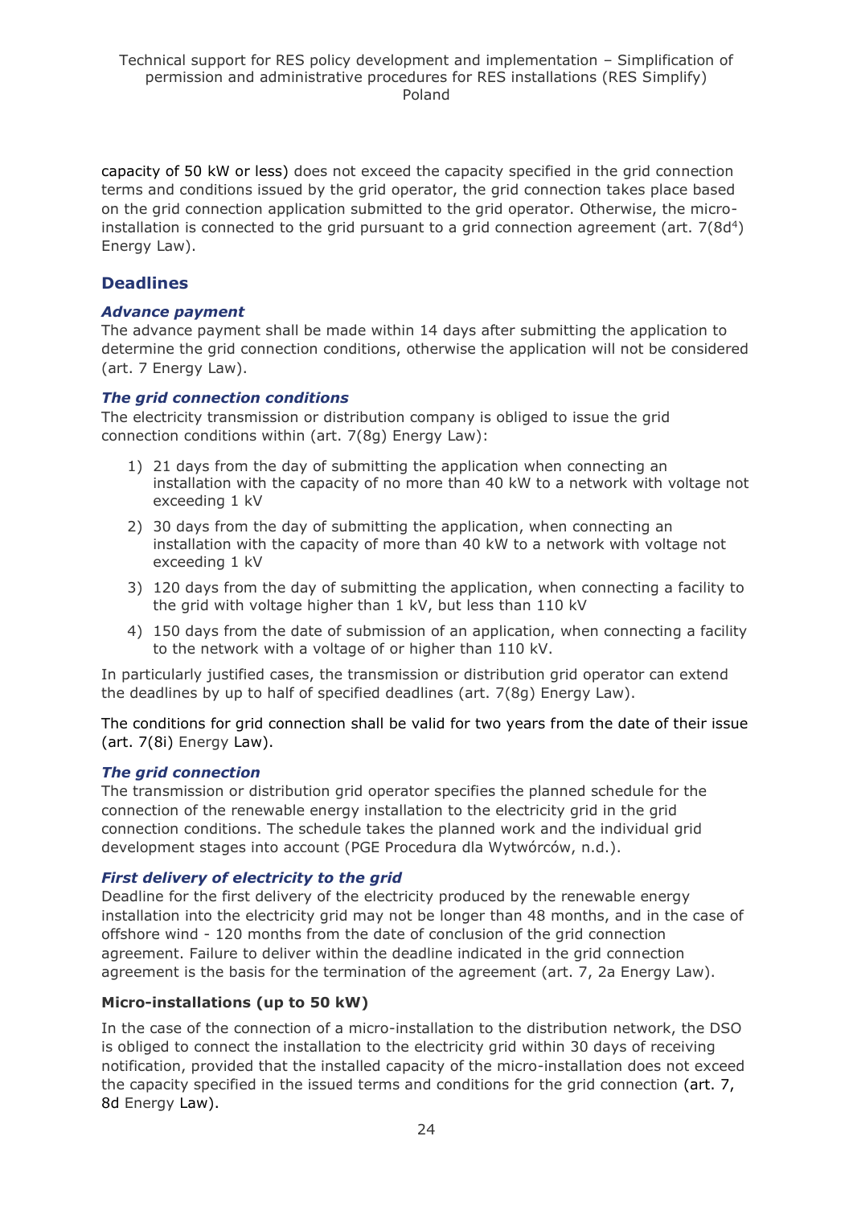capacity of 50 kW or less) does not exceed the capacity specified in the grid connection terms and conditions issued by the grid operator, the grid connection takes place based on the grid connection application submitted to the grid operator. Otherwise, the micro-installation is connected to the grid pursuant to a grid connection agreement (art. 7(8d[4]) Energy Law).

## Deadlines

### *Advance payment*

The advance payment shall be made within 14 days after submitting the application to determine the grid connection conditions, otherwise the application will not be considered (art. 7 Energy Law).

### *The grid connection conditions*

The electricity transmission or distribution company is obliged to issue the grid connection conditions within (art. 7(8g) Energy Law):

1) 21 days from the day of submitting the application when connecting an installation with the capacity of no more than 40 kW to a network with voltage not exceeding 1 kV
2) 30 days from the day of submitting the application, when connecting an installation with the capacity of more than 40 kW to a network with voltage not exceeding 1 kV
3) 120 days from the day of submitting the application, when connecting a facility to the grid with voltage higher than 1 kV, but less than 110 kV
4) 150 days from the date of submission of an application, when connecting a facility to the network with a voltage of or higher than 110 kV.

In particularly justified cases, the transmission or distribution grid operator can extend the deadlines by up to half of specified deadlines (art. 7(8g) Energy Law).

The conditions for grid connection shall be valid for two years from the date of their issue (art. 7(8i) Energy Law).

### *The grid connection*

The transmission or distribution grid operator specifies the planned schedule for the connection of the renewable energy installation to the electricity grid in the grid connection conditions. The schedule takes the planned work and the individual grid development stages into account (PGE Procedura dla Wytwórców, n.d.).

### *First delivery of electricity to the grid*

Deadline for the first delivery of the electricity produced by the renewable energy installation into the electricity grid may not be longer than 48 months, and in the case of offshore wind - 120 months from the date of conclusion of the grid connection agreement. Failure to deliver within the deadline indicated in the grid connection agreement is the basis for the termination of the agreement (art. 7, 2a Energy Law).

### **Micro-installations (up to 50 kW)**

In the case of the connection of a micro-installation to the distribution network, the DSO is obliged to connect the installation to the electricity grid within 30 days of receiving notification, provided that the installed capacity of the micro-installation does not exceed the capacity specified in the issued terms and conditions for the grid connection (art. 7, 8d Energy Law).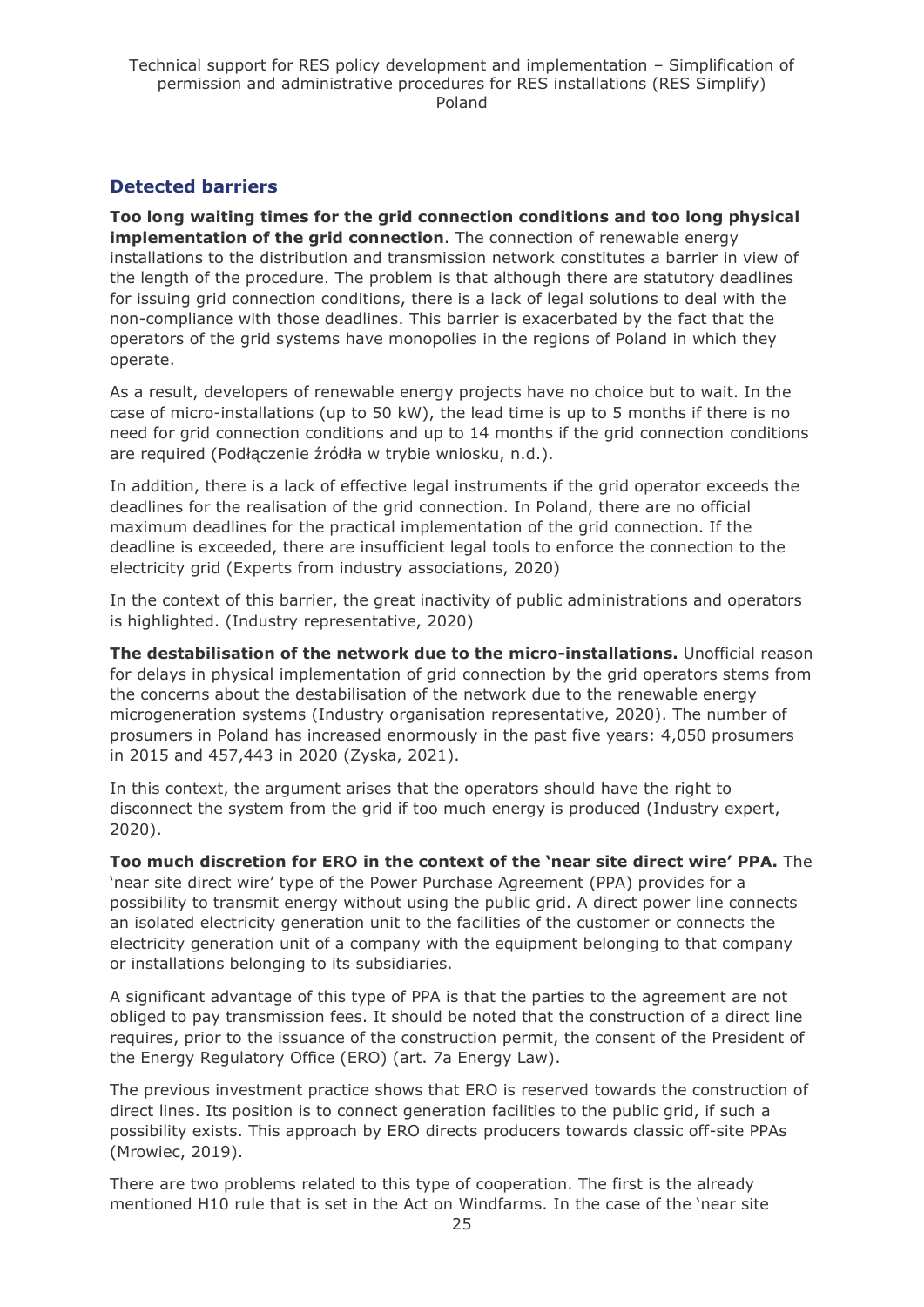### Detected barriers

**Too long waiting times for the grid connection conditions and too long physical implementation of the grid connection**. The connection of renewable energy installations to the distribution and transmission network constitutes a barrier in view of the length of the procedure. The problem is that although there are statutory deadlines for issuing grid connection conditions, there is a lack of legal solutions to deal with the non-compliance with those deadlines. This barrier is exacerbated by the fact that the operators of the grid systems have monopolies in the regions of Poland in which they operate.

As a result, developers of renewable energy projects have no choice but to wait. In the case of micro-installations (up to 50 kW), the lead time is up to 5 months if there is no need for grid connection conditions and up to 14 months if the grid connection conditions are required (Podłączenie źródła w trybie wniosku, n.d.).

In addition, there is a lack of effective legal instruments if the grid operator exceeds the deadlines for the realisation of the grid connection. In Poland, there are no official maximum deadlines for the practical implementation of the grid connection. If the deadline is exceeded, there are insufficient legal tools to enforce the connection to the electricity grid (Experts from industry associations, 2020)

In the context of this barrier, the great inactivity of public administrations and operators is highlighted. (Industry representative, 2020)

**The destabilisation of the network due to the micro-installations.** Unofficial reason for delays in physical implementation of grid connection by the grid operators stems from the concerns about the destabilisation of the network due to the renewable energy microgeneration systems (Industry organisation representative, 2020). The number of prosumers in Poland has increased enormously in the past five years: 4,050 prosumers in 2015 and 457,443 in 2020 (Zyska, 2021).

In this context, the argument arises that the operators should have the right to disconnect the system from the grid if too much energy is produced (Industry expert, 2020).

**Too much discretion for ERO in the context of the 'near site direct wire' PPA.** The 'near site direct wire' type of the Power Purchase Agreement (PPA) provides for a possibility to transmit energy without using the public grid. A direct power line connects an isolated electricity generation unit to the facilities of the customer or connects the electricity generation unit of a company with the equipment belonging to that company or installations belonging to its subsidiaries.

A significant advantage of this type of PPA is that the parties to the agreement are not obliged to pay transmission fees. It should be noted that the construction of a direct line requires, prior to the issuance of the construction permit, the consent of the President of the Energy Regulatory Office (ERO) (art. 7a Energy Law).

The previous investment practice shows that ERO is reserved towards the construction of direct lines. Its position is to connect generation facilities to the public grid, if such a possibility exists. This approach by ERO directs producers towards classic off-site PPAs (Mrowiec, 2019).

There are two problems related to this type of cooperation. The first is the already mentioned H10 rule that is set in the Act on Windfarms. In the case of the 'near site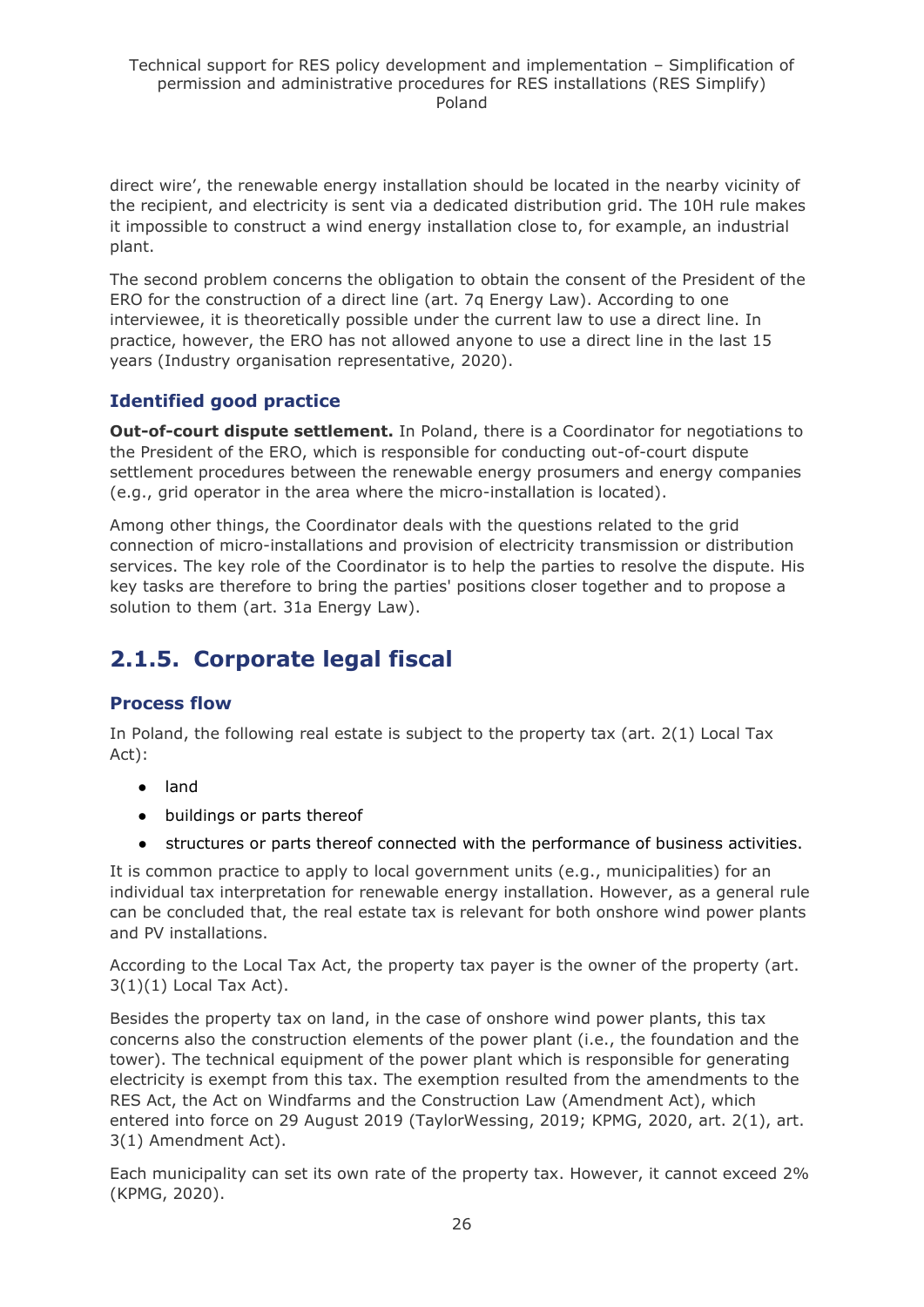direct wire', the renewable energy installation should be located in the nearby vicinity of the recipient, and electricity is sent via a dedicated distribution grid. The 10H rule makes it impossible to construct a wind energy installation close to, for example, an industrial plant.

The second problem concerns the obligation to obtain the consent of the President of the ERO for the construction of a direct line (art. 7q Energy Law). According to one interviewee, it is theoretically possible under the current law to use a direct line. In practice, however, the ERO has not allowed anyone to use a direct line in the last 15 years (Industry organisation representative, 2020).

### Identified good practice

**Out-of-court dispute settlement.** In Poland, there is a Coordinator for negotiations to the President of the ERO, which is responsible for conducting out-of-court dispute settlement procedures between the renewable energy prosumers and energy companies (e.g., grid operator in the area where the micro-installation is located).

Among other things, the Coordinator deals with the questions related to the grid connection of micro-installations and provision of electricity transmission or distribution services. The key role of the Coordinator is to help the parties to resolve the dispute. His key tasks are therefore to bring the parties' positions closer together and to propose a solution to them (art. 31a Energy Law).

## 2.1.5. Corporate legal fiscal

### Process flow

In Poland, the following real estate is subject to the property tax (art. 2(1) Local Tax Act):

- land
- buildings or parts thereof
- structures or parts thereof connected with the performance of business activities.

It is common practice to apply to local government units (e.g., municipalities) for an individual tax interpretation for renewable energy installation. However, as a general rule can be concluded that, the real estate tax is relevant for both onshore wind power plants and PV installations.

According to the Local Tax Act, the property tax payer is the owner of the property (art. 3(1)(1) Local Tax Act).

Besides the property tax on land, in the case of onshore wind power plants, this tax concerns also the construction elements of the power plant (i.e., the foundation and the tower). The technical equipment of the power plant which is responsible for generating electricity is exempt from this tax. The exemption resulted from the amendments to the RES Act, the Act on Windfarms and the Construction Law (Amendment Act), which entered into force on 29 August 2019 (TaylorWessing, 2019; KPMG, 2020, art. 2(1), art. 3(1) Amendment Act).

Each municipality can set its own rate of the property tax. However, it cannot exceed 2% (KPMG, 2020).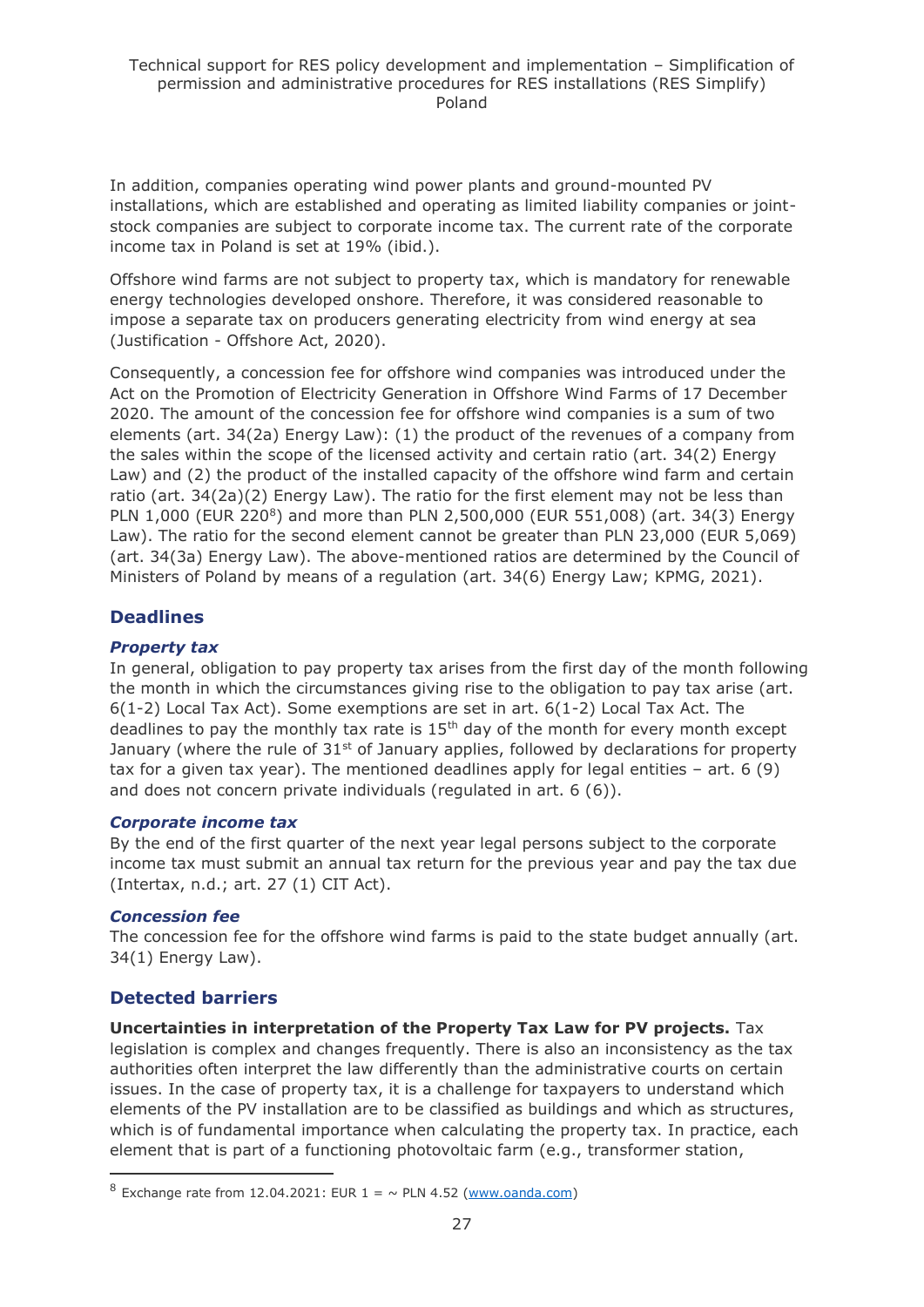In addition, companies operating wind power plants and ground-mounted PV installations, which are established and operating as limited liability companies or joint-stock companies are subject to corporate income tax. The current rate of the corporate income tax in Poland is set at 19% (ibid.).

Offshore wind farms are not subject to property tax, which is mandatory for renewable energy technologies developed onshore. Therefore, it was considered reasonable to impose a separate tax on producers generating electricity from wind energy at sea (Justification - Offshore Act, 2020).

Consequently, a concession fee for offshore wind companies was introduced under the Act on the Promotion of Electricity Generation in Offshore Wind Farms of 17 December 2020. The amount of the concession fee for offshore wind companies is a sum of two elements (art. 34(2a) Energy Law): (1) the product of the revenues of a company from the sales within the scope of the licensed activity and certain ratio (art. 34(2) Energy Law) and (2) the product of the installed capacity of the offshore wind farm and certain ratio (art. 34(2a)(2) Energy Law). The ratio for the first element may not be less than PLN 1,000 (EUR 220[8]) and more than PLN 2,500,000 (EUR 551,008) (art. 34(3) Energy Law). The ratio for the second element cannot be greater than PLN 23,000 (EUR 5,069) (art. 34(3a) Energy Law). The above-mentioned ratios are determined by the Council of Ministers of Poland by means of a regulation (art. 34(6) Energy Law; KPMG, 2021).

## Deadlines

### *Property tax*

In general, obligation to pay property tax arises from the first day of the month following the month in which the circumstances giving rise to the obligation to pay tax arise (art. 6(1-2) Local Tax Act). Some exemptions are set in art. 6(1-2) Local Tax Act. The deadlines to pay the monthly tax rate is 15th day of the month for every month except January (where the rule of 31st of January applies, followed by declarations for property tax for a given tax year). The mentioned deadlines apply for legal entities – art. 6 (9) and does not concern private individuals (regulated in art. 6 (6)).

### *Corporate income tax*

By the end of the first quarter of the next year legal persons subject to the corporate income tax must submit an annual tax return for the previous year and pay the tax due (Intertax, n.d.; art. 27 (1) CIT Act).

### *Concession fee*

The concession fee for the offshore wind farms is paid to the state budget annually (art. 34(1) Energy Law).

## Detected barriers

**Uncertainties in interpretation of the Property Tax Law for PV projects.** Tax legislation is complex and changes frequently. There is also an inconsistency as the tax authorities often interpret the law differently than the administrative courts on certain issues. In the case of property tax, it is a challenge for taxpayers to understand which elements of the PV installation are to be classified as buildings and which as structures, which is of fundamental importance when calculating the property tax. In practice, each element that is part of a functioning photovoltaic farm (e.g., transformer station,

[8] Exchange rate from 12.04.2021: EUR 1 = ~ PLN 4.52 (www.oanda.com)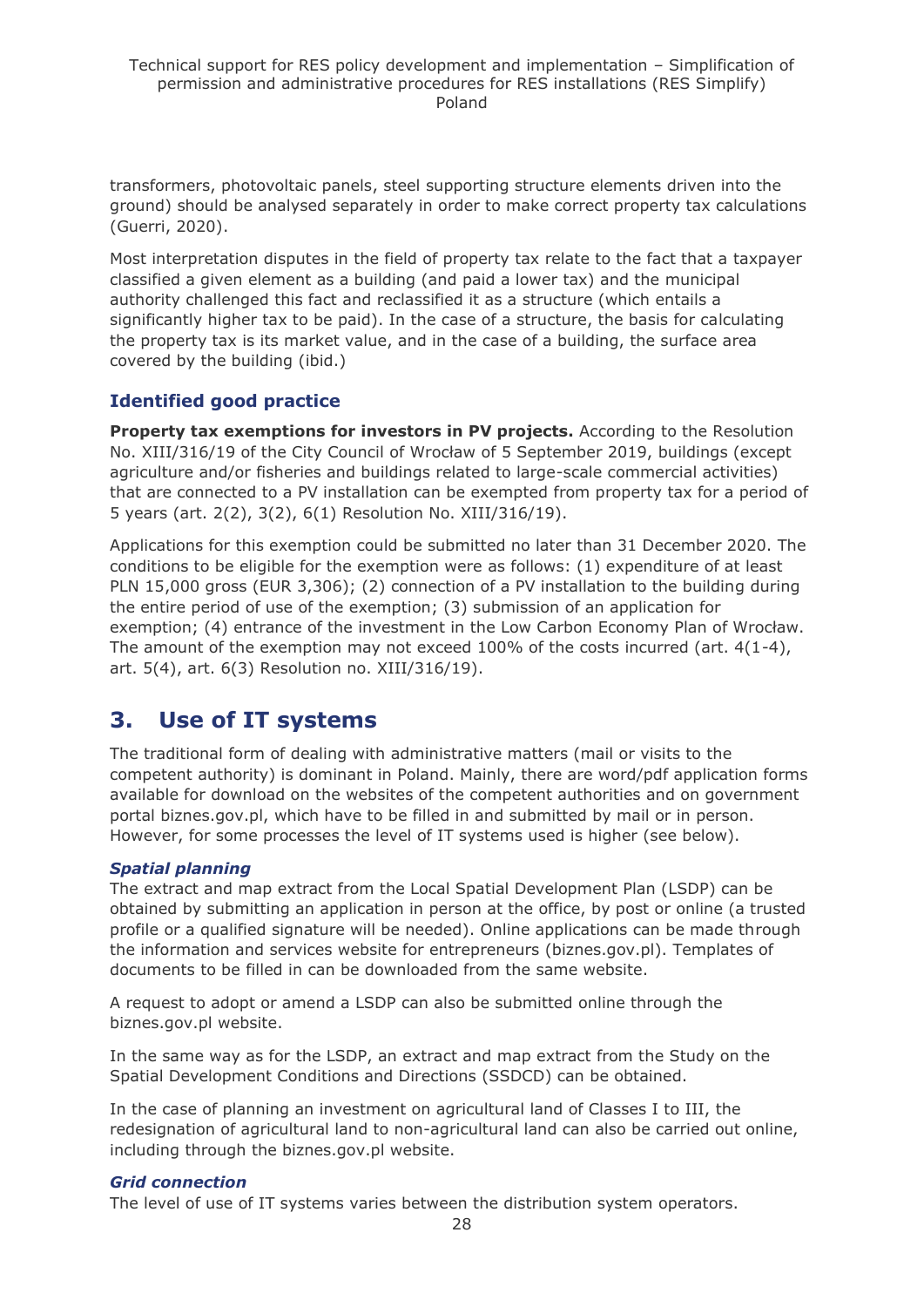transformers, photovoltaic panels, steel supporting structure elements driven into the ground) should be analysed separately in order to make correct property tax calculations (Guerri, 2020).

Most interpretation disputes in the field of property tax relate to the fact that a taxpayer classified a given element as a building (and paid a lower tax) and the municipal authority challenged this fact and reclassified it as a structure (which entails a significantly higher tax to be paid). In the case of a structure, the basis for calculating the property tax is its market value, and in the case of a building, the surface area covered by the building (ibid.)

### Identified good practice

**Property tax exemptions for investors in PV projects.** According to the Resolution No. XIII/316/19 of the City Council of Wrocław of 5 September 2019, buildings (except agriculture and/or fisheries and buildings related to large-scale commercial activities) that are connected to a PV installation can be exempted from property tax for a period of 5 years (art. 2(2), 3(2), 6(1) Resolution No. XIII/316/19).

Applications for this exemption could be submitted no later than 31 December 2020. The conditions to be eligible for the exemption were as follows: (1) expenditure of at least PLN 15,000 gross (EUR 3,306); (2) connection of a PV installation to the building during the entire period of use of the exemption; (3) submission of an application for exemption; (4) entrance of the investment in the Low Carbon Economy Plan of Wrocław. The amount of the exemption may not exceed 100% of the costs incurred (art. 4(1-4), art. 5(4), art. 6(3) Resolution no. XIII/316/19).

## 3. Use of IT systems

The traditional form of dealing with administrative matters (mail or visits to the competent authority) is dominant in Poland. Mainly, there are word/pdf application forms available for download on the websites of the competent authorities and on government portal biznes.gov.pl, which have to be filled in and submitted by mail or in person. However, for some processes the level of IT systems used is higher (see below).

#### *Spatial planning*

The extract and map extract from the Local Spatial Development Plan (LSDP) can be obtained by submitting an application in person at the office, by post or online (a trusted profile or a qualified signature will be needed). Online applications can be made through the information and services website for entrepreneurs (biznes.gov.pl). Templates of documents to be filled in can be downloaded from the same website.

A request to adopt or amend a LSDP can also be submitted online through the biznes.gov.pl website.

In the same way as for the LSDP, an extract and map extract from the Study on the Spatial Development Conditions and Directions (SSDCD) can be obtained.

In the case of planning an investment on agricultural land of Classes I to III, the redesignation of agricultural land to non-agricultural land can also be carried out online, including through the biznes.gov.pl website.

#### *Grid connection*

The level of use of IT systems varies between the distribution system operators.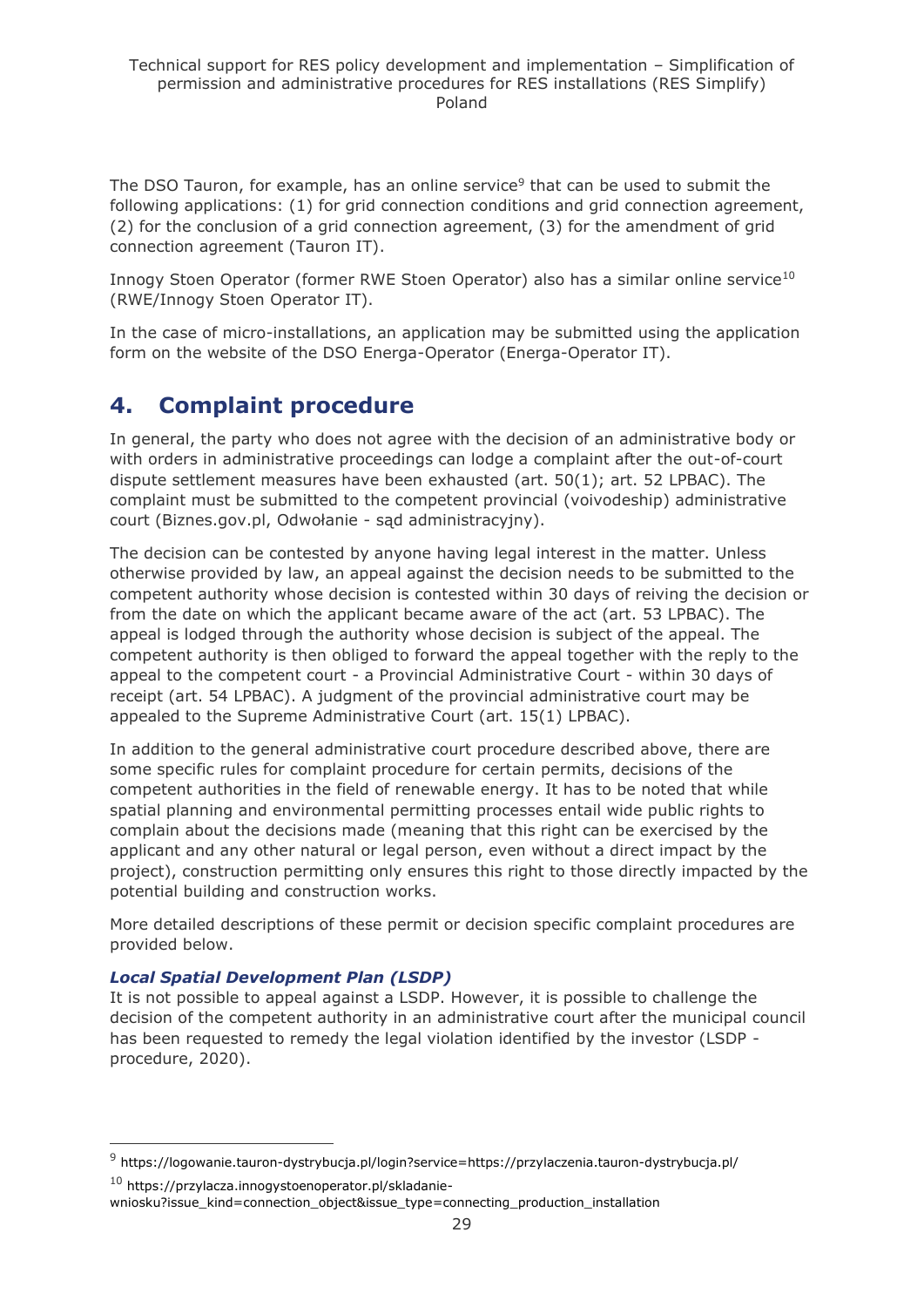The DSO Tauron, for example, has an online service[9] that can be used to submit the following applications: (1) for grid connection conditions and grid connection agreement, (2) for the conclusion of a grid connection agreement, (3) for the amendment of grid connection agreement (Tauron IT).

Innogy Stoen Operator (former RWE Stoen Operator) also has a similar online service[10] (RWE/Innogy Stoen Operator IT).

In the case of micro-installations, an application may be submitted using the application form on the website of the DSO Energa-Operator (Energa-Operator IT).

## 4. Complaint procedure

In general, the party who does not agree with the decision of an administrative body or with orders in administrative proceedings can lodge a complaint after the out-of-court dispute settlement measures have been exhausted (art. 50(1); art. 52 LPBAC). The complaint must be submitted to the competent provincial (voivodeship) administrative court (Biznes.gov.pl, Odwołanie - sąd administracyjny).

The decision can be contested by anyone having legal interest in the matter. Unless otherwise provided by law, an appeal against the decision needs to be submitted to the competent authority whose decision is contested within 30 days of reiving the decision or from the date on which the applicant became aware of the act (art. 53 LPBAC). The appeal is lodged through the authority whose decision is subject of the appeal. The competent authority is then obliged to forward the appeal together with the reply to the appeal to the competent court - a Provincial Administrative Court - within 30 days of receipt (art. 54 LPBAC). A judgment of the provincial administrative court may be appealed to the Supreme Administrative Court (art. 15(1) LPBAC).

In addition to the general administrative court procedure described above, there are some specific rules for complaint procedure for certain permits, decisions of the competent authorities in the field of renewable energy. It has to be noted that while spatial planning and environmental permitting processes entail wide public rights to complain about the decisions made (meaning that this right can be exercised by the applicant and any other natural or legal person, even without a direct impact by the project), construction permitting only ensures this right to those directly impacted by the potential building and construction works.

More detailed descriptions of these permit or decision specific complaint procedures are provided below.

***Local Spatial Development Plan (LSDP)***

It is not possible to appeal against a LSDP. However, it is possible to challenge the decision of the competent authority in an administrative court after the municipal council has been requested to remedy the legal violation identified by the investor (LSDP - procedure, 2020).

---

[9] https://logowanie.tauron-dystrybucja.pl/login?service=https://przylaczenia.tauron-dystrybucja.pl/

[10] https://przylacza.innogystoenoperator.pl/skladanie-wniosku?issue_kind=connection_object&issue_type=connecting_production_installation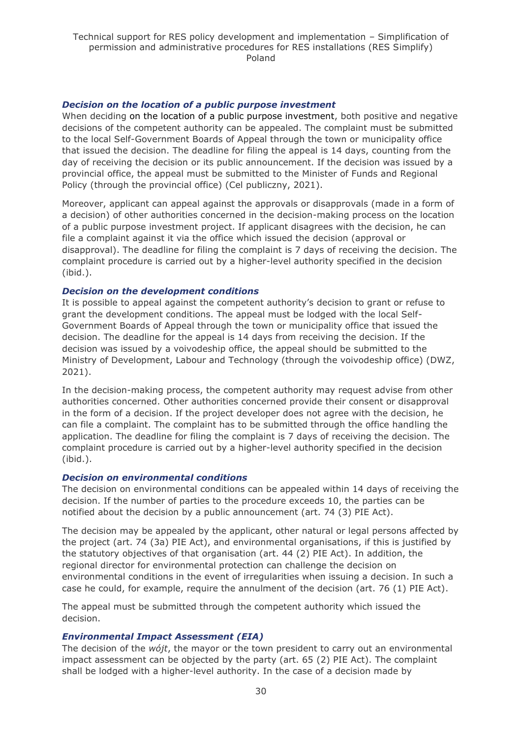### *Decision on the location of a public purpose investment*

When deciding on the location of a public purpose investment, both positive and negative decisions of the competent authority can be appealed. The complaint must be submitted to the local Self-Government Boards of Appeal through the town or municipality office that issued the decision. The deadline for filing the appeal is 14 days, counting from the day of receiving the decision or its public announcement. If the decision was issued by a provincial office, the appeal must be submitted to the Minister of Funds and Regional Policy (through the provincial office) (Cel publiczny, 2021).

Moreover, applicant can appeal against the approvals or disapprovals (made in a form of a decision) of other authorities concerned in the decision-making process on the location of a public purpose investment project. If applicant disagrees with the decision, he can file a complaint against it via the office which issued the decision (approval or disapproval). The deadline for filing the complaint is 7 days of receiving the decision. The complaint procedure is carried out by a higher-level authority specified in the decision (ibid.).

### *Decision on the development conditions*

It is possible to appeal against the competent authority's decision to grant or refuse to grant the development conditions. The appeal must be lodged with the local Self-Government Boards of Appeal through the town or municipality office that issued the decision. The deadline for the appeal is 14 days from receiving the decision. If the decision was issued by a voivodeship office, the appeal should be submitted to the Ministry of Development, Labour and Technology (through the voivodeship office) (DWZ, 2021).

In the decision-making process, the competent authority may request advise from other authorities concerned. Other authorities concerned provide their consent or disapproval in the form of a decision. If the project developer does not agree with the decision, he can file a complaint. The complaint has to be submitted through the office handling the application. The deadline for filing the complaint is 7 days of receiving the decision. The complaint procedure is carried out by a higher-level authority specified in the decision (ibid.).

### *Decision on environmental conditions*

The decision on environmental conditions can be appealed within 14 days of receiving the decision. If the number of parties to the procedure exceeds 10, the parties can be notified about the decision by a public announcement (art. 74 (3) PIE Act).

The decision may be appealed by the applicant, other natural or legal persons affected by the project (art. 74 (3a) PIE Act), and environmental organisations, if this is justified by the statutory objectives of that organisation (art. 44 (2) PIE Act). In addition, the regional director for environmental protection can challenge the decision on environmental conditions in the event of irregularities when issuing a decision. In such a case he could, for example, require the annulment of the decision (art. 76 (1) PIE Act).

The appeal must be submitted through the competent authority which issued the decision.

### *Environmental Impact Assessment (EIA)*

The decision of the *wójt*, the mayor or the town president to carry out an environmental impact assessment can be objected by the party (art. 65 (2) PIE Act). The complaint shall be lodged with a higher-level authority. In the case of a decision made by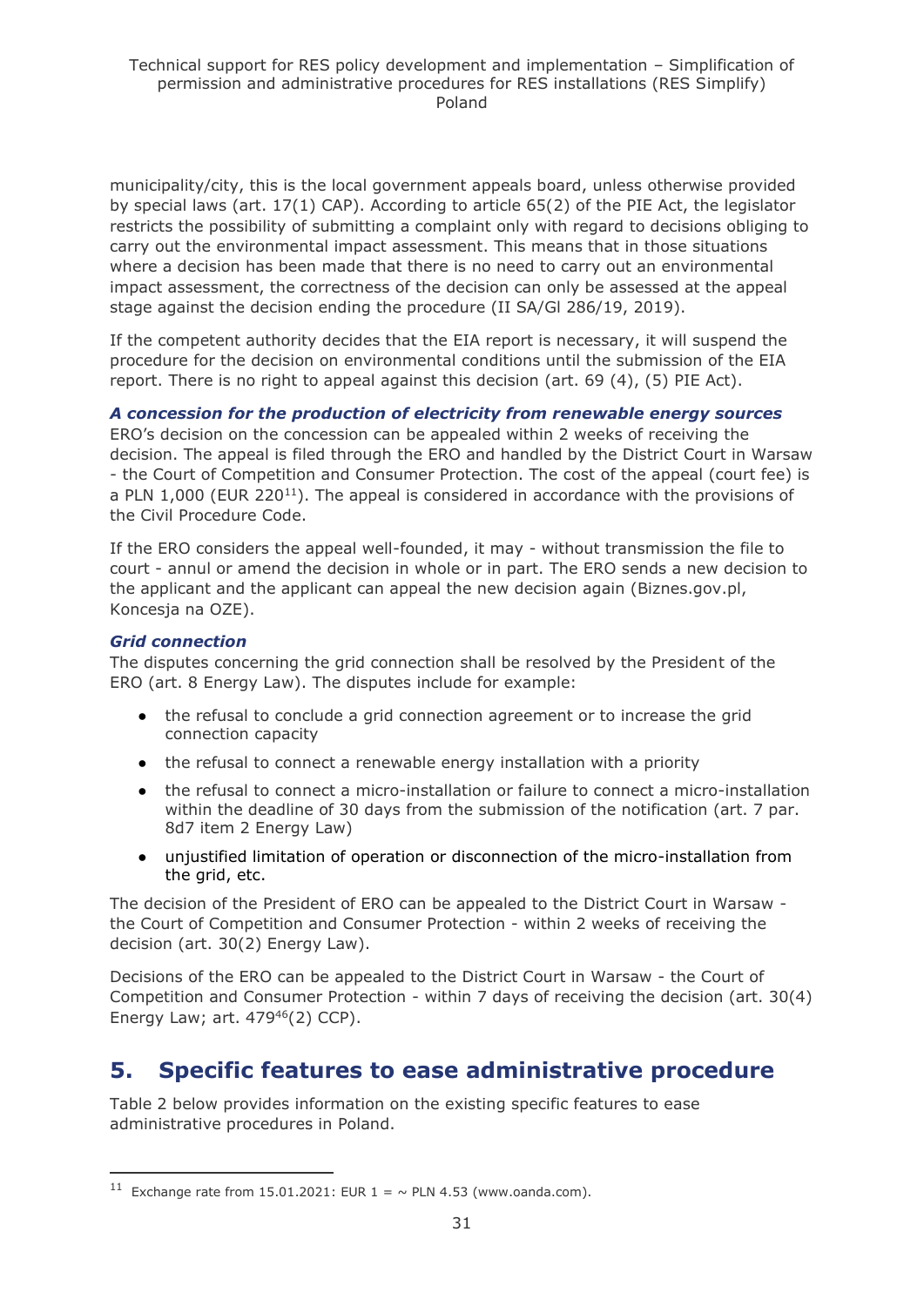municipality/city, this is the local government appeals board, unless otherwise provided by special laws (art. 17(1) CAP). According to article 65(2) of the PIE Act, the legislator restricts the possibility of submitting a complaint only with regard to decisions obliging to carry out the environmental impact assessment. This means that in those situations where a decision has been made that there is no need to carry out an environmental impact assessment, the correctness of the decision can only be assessed at the appeal stage against the decision ending the procedure (II SA/Gl 286/19, 2019).

If the competent authority decides that the EIA report is necessary, it will suspend the procedure for the decision on environmental conditions until the submission of the EIA report. There is no right to appeal against this decision (art. 69 (4), (5) PIE Act).

***A concession for the production of electricity from renewable energy sources***

ERO's decision on the concession can be appealed within 2 weeks of receiving the decision. The appeal is filed through the ERO and handled by the District Court in Warsaw - the Court of Competition and Consumer Protection. The cost of the appeal (court fee) is a PLN 1,000 (EUR 220[11]). The appeal is considered in accordance with the provisions of the Civil Procedure Code.

If the ERO considers the appeal well-founded, it may - without transmission the file to court - annul or amend the decision in whole or in part. The ERO sends a new decision to the applicant and the applicant can appeal the new decision again (Biznes.gov.pl, Koncesja na OZE).

***Grid connection***

The disputes concerning the grid connection shall be resolved by the President of the ERO (art. 8 Energy Law). The disputes include for example:

- the refusal to conclude a grid connection agreement or to increase the grid connection capacity
- the refusal to connect a renewable energy installation with a priority
- the refusal to connect a micro-installation or failure to connect a micro-installation within the deadline of 30 days from the submission of the notification (art. 7 par. 8d7 item 2 Energy Law)
- unjustified limitation of operation or disconnection of the micro-installation from the grid, etc.

The decision of the President of ERO can be appealed to the District Court in Warsaw - the Court of Competition and Consumer Protection - within 2 weeks of receiving the decision (art. 30(2) Energy Law).

Decisions of the ERO can be appealed to the District Court in Warsaw - the Court of Competition and Consumer Protection - within 7 days of receiving the decision (art. 30(4) Energy Law; art. 479[46](2) CCP).

# 5. Specific features to ease administrative procedure

Table 2 below provides information on the existing specific features to ease administrative procedures in Poland.

---

[11] Exchange rate from 15.01.2021: EUR 1 = ~ PLN 4.53 (www.oanda.com).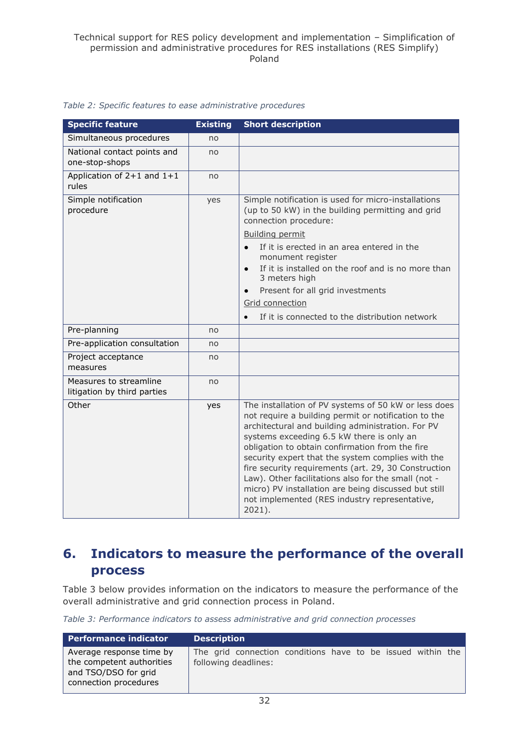*Table 2: Specific features to ease administrative procedures*

| Specific feature | Existing | Short description |
|---|---|---|
| Simultaneous procedures | no | |
| National contact points and one-stop-shops | no | |
| Application of 2+1 and 1+1 rules | no | |
| Simple notification procedure | yes | Simple notification is used for micro-installations (up to 50 kW) in the building permitting and grid connection procedure:<br>Building permit<br>• If it is erected in an area entered in the monument register<br>• If it is installed on the roof and is no more than 3 meters high<br>• Present for all grid investments<br>Grid connection<br>• If it is connected to the distribution network |
| Pre-planning | no | |
| Pre-application consultation | no | |
| Project acceptance measures | no | |
| Measures to streamline litigation by third parties | no | |
| Other | yes | The installation of PV systems of 50 kW or less does not require a building permit or notification to the architectural and building administration. For PV systems exceeding 6.5 kW there is only an obligation to obtain confirmation from the fire security expert that the system complies with the fire security requirements (art. 29, 30 Construction Law). Other facilitations also for the small (not - micro) PV installation are being discussed but still not implemented (RES industry representative, 2021). |

## 6. Indicators to measure the performance of the overall process

Table 3 below provides information on the indicators to measure the performance of the overall administrative and grid connection process in Poland.

*Table 3: Performance indicators to assess administrative and grid connection processes*

| Performance indicator | Description |
|---|---|
| Average response time by the competent authorities and TSO/DSO for grid connection procedures | The grid connection conditions have to be issued within the following deadlines: |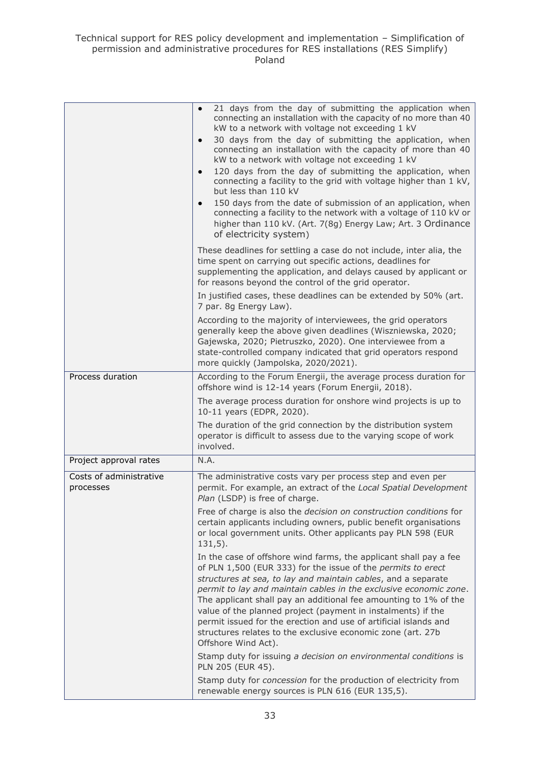| | |
|---|---|
| | • 21 days from the day of submitting the application when connecting an installation with the capacity of no more than 40 kW to a network with voltage not exceeding 1 kV<br>• 30 days from the day of submitting the application, when connecting an installation with the capacity of more than 40 kW to a network with voltage not exceeding 1 kV<br>• 120 days from the day of submitting the application, when connecting a facility to the grid with voltage higher than 1 kV, but less than 110 kV<br>• 150 days from the date of submission of an application, when connecting a facility to the network with a voltage of 110 kV or higher than 110 kV. (Art. 7(8g) Energy Law; Art. 3 Ordinance of electricity system)<br><br>These deadlines for settling a case do not include, inter alia, the time spent on carrying out specific actions, deadlines for supplementing the application, and delays caused by applicant or for reasons beyond the control of the grid operator.<br><br>In justified cases, these deadlines can be extended by 50% (art. 7 par. 8g Energy Law).<br><br>According to the majority of interviewees, the grid operators generally keep the above given deadlines (Wiszniewska, 2020; Gajewska, 2020; Pietruszko, 2020). One interviewee from a state-controlled company indicated that grid operators respond more quickly (Jampolska, 2020/2021). |
| Process duration | According to the Forum Energii, the average process duration for offshore wind is 12-14 years (Forum Energii, 2018).<br><br>The average process duration for onshore wind projects is up to 10-11 years (EDPR, 2020).<br><br>The duration of the grid connection by the distribution system operator is difficult to assess due to the varying scope of work involved. |
| Project approval rates | N.A. |
| Costs of administrative processes | The administrative costs vary per process step and even per permit. For example, an extract of the *Local Spatial Development Plan* (LSDP) is free of charge.<br><br>Free of charge is also the *decision on construction conditions* for certain applicants including owners, public benefit organisations or local government units. Other applicants pay PLN 598 (EUR 131,5).<br><br>In the case of offshore wind farms, the applicant shall pay a fee of PLN 1,500 (EUR 333) for the issue of the *permits to erect structures at sea, to lay and maintain cables*, and a separate *permit to lay and maintain cables in the exclusive economic zone*. The applicant shall pay an additional fee amounting to 1% of the value of the planned project (payment in instalments) if the permit issued for the erection and use of artificial islands and structures relates to the exclusive economic zone (art. 27b Offshore Wind Act).<br><br>Stamp duty for issuing *a decision on environmental conditions* is PLN 205 (EUR 45).<br><br>Stamp duty for *concession* for the production of electricity from renewable energy sources is PLN 616 (EUR 135,5). |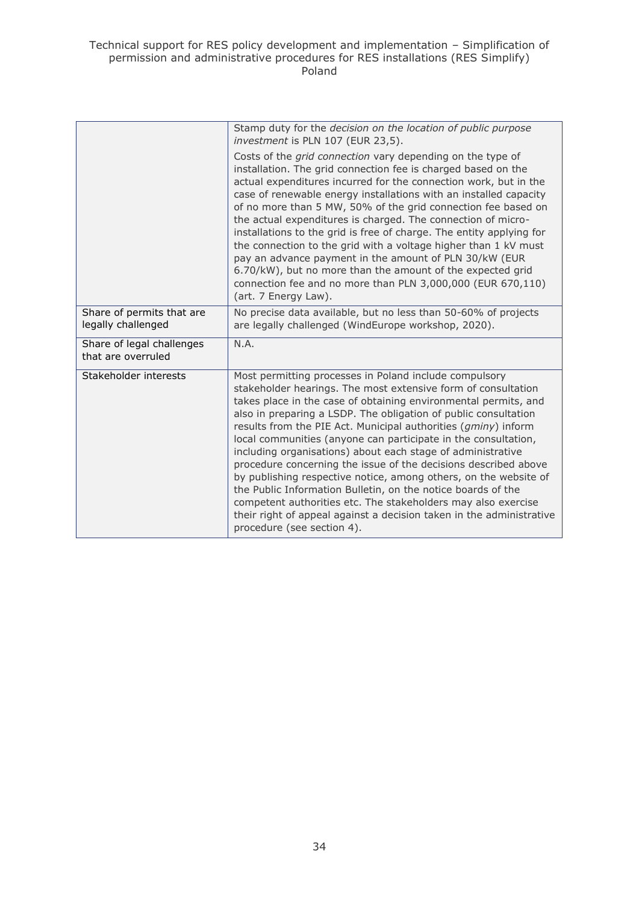| | |
|---|---|
| | Stamp duty for the *decision on the location of public purpose investment* is PLN 107 (EUR 23,5).<br><br>Costs of the *grid connection* vary depending on the type of installation. The grid connection fee is charged based on the actual expenditures incurred for the connection work, but in the case of renewable energy installations with an installed capacity of no more than 5 MW, 50% of the grid connection fee based on the actual expenditures is charged. The connection of micro-installations to the grid is free of charge. The entity applying for the connection to the grid with a voltage higher than 1 kV must pay an advance payment in the amount of PLN 30/kW (EUR 6.70/kW), but no more than the amount of the expected grid connection fee and no more than PLN 3,000,000 (EUR 670,110) (art. 7 Energy Law). |
| Share of permits that are legally challenged | No precise data available, but no less than 50-60% of projects are legally challenged (WindEurope workshop, 2020). |
| Share of legal challenges that are overruled | N.A. |
| Stakeholder interests | Most permitting processes in Poland include compulsory stakeholder hearings. The most extensive form of consultation takes place in the case of obtaining environmental permits, and also in preparing a LSDP. The obligation of public consultation results from the PIE Act. Municipal authorities (*gminy*) inform local communities (anyone can participate in the consultation, including organisations) about each stage of administrative procedure concerning the issue of the decisions described above by publishing respective notice, among others, on the website of the Public Information Bulletin, on the notice boards of the competent authorities etc. The stakeholders may also exercise their right of appeal against a decision taken in the administrative procedure (see section 4). |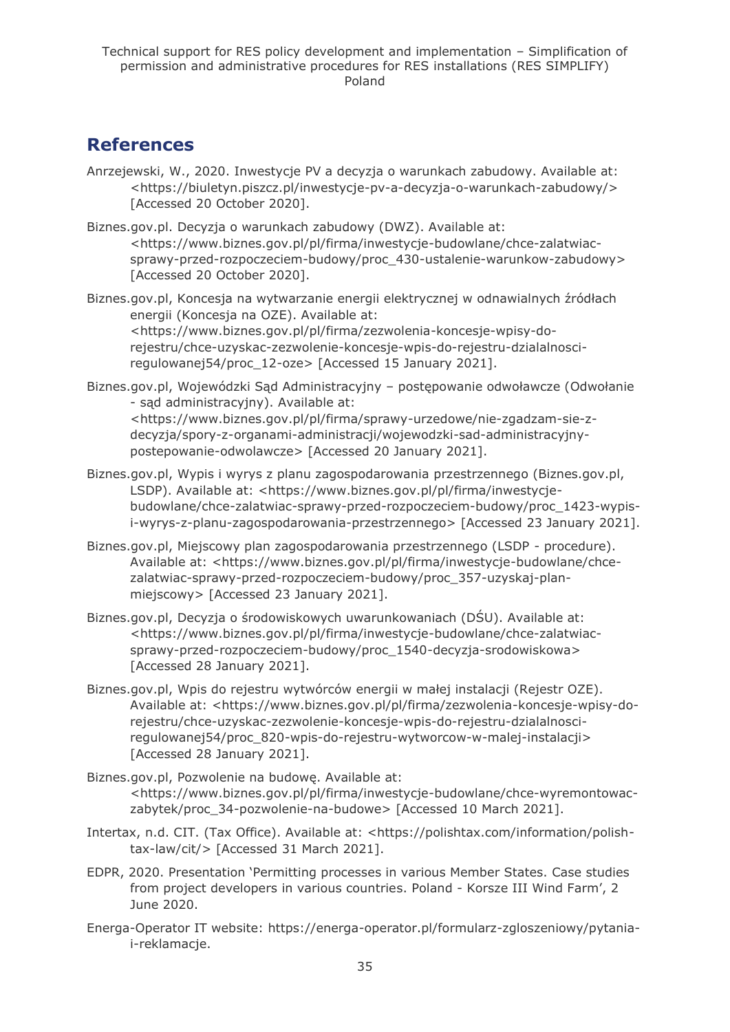## References

Anrzejewski, W., 2020. Inwestycje PV a decyzja o warunkach zabudowy. Available at: <https://biuletyn.piszcz.pl/inwestycje-pv-a-decyzja-o-warunkach-zabudowy/> [Accessed 20 October 2020].

Biznes.gov.pl. Decyzja o warunkach zabudowy (DWZ). Available at: <https://www.biznes.gov.pl/pl/firma/inwestycje-budowlane/chce-zalatwiac-sprawy-przed-rozpoczeciem-budowy/proc_430-ustalenie-warunkow-zabudowy> [Accessed 20 October 2020].

Biznes.gov.pl, Koncesja na wytwarzanie energii elektrycznej w odnawialnych źródłach energii (Koncesja na OZE). Available at: <https://www.biznes.gov.pl/pl/firma/zezwolenia-koncesje-wpisy-do-rejestru/chce-uzyskac-zezwolenie-koncesje-wpis-do-rejestru-dzialalnosci-regulowanej54/proc_12-oze> [Accessed 15 January 2021].

Biznes.gov.pl, Wojewódzki Sąd Administracyjny – postępowanie odwoławcze (Odwołanie - sąd administracyjny). Available at: <https://www.biznes.gov.pl/pl/firma/sprawy-urzedowe/nie-zgadzam-sie-z-decyzja/spory-z-organami-administracji/wojewodzki-sad-administracyjny-postepowanie-odwolawcze> [Accessed 20 January 2021].

Biznes.gov.pl, Wypis i wyrys z planu zagospodarowania przestrzennego (Biznes.gov.pl, LSDP). Available at: <https://www.biznes.gov.pl/pl/firma/inwestycje-budowlane/chce-zalatwiac-sprawy-przed-rozpoczeciem-budowy/proc_1423-wypis-i-wyrys-z-planu-zagospodarowania-przestrzennego> [Accessed 23 January 2021].

Biznes.gov.pl, Miejscowy plan zagospodarowania przestrzennego (LSDP - procedure). Available at: <https://www.biznes.gov.pl/pl/firma/inwestycje-budowlane/chce-zalatwiac-sprawy-przed-rozpoczeciem-budowy/proc_357-uzyskaj-plan-miejscowy> [Accessed 23 January 2021].

Biznes.gov.pl, Decyzja o środowiskowych uwarunkowaniach (DŚU). Available at: <https://www.biznes.gov.pl/pl/firma/inwestycje-budowlane/chce-zalatwiac-sprawy-przed-rozpoczeciem-budowy/proc_1540-decyzja-srodowiskowa> [Accessed 28 January 2021].

Biznes.gov.pl, Wpis do rejestru wytwórców energii w małej instalacji (Rejestr OZE). Available at: <https://www.biznes.gov.pl/pl/firma/zezwolenia-koncesje-wpisy-do-rejestru/chce-uzyskac-zezwolenie-koncesje-wpis-do-rejestru-dzialalnosci-regulowanej54/proc_820-wpis-do-rejestru-wytworcow-w-malej-instalacji> [Accessed 28 January 2021].

Biznes.gov.pl, Pozwolenie na budowę. Available at: <https://www.biznes.gov.pl/pl/firma/inwestycje-budowlane/chce-wyremontowac-zabytek/proc_34-pozwolenie-na-budowe> [Accessed 10 March 2021].

Intertax, n.d. CIT. (Tax Office). Available at: <https://polishtax.com/information/polish-tax-law/cit/> [Accessed 31 March 2021].

EDPR, 2020. Presentation 'Permitting processes in various Member States. Case studies from project developers in various countries. Poland - Korsze III Wind Farm', 2 June 2020.

Energa-Operator IT website: https://energa-operator.pl/formularz-zgloszeniowy/pytania-i-reklamacje.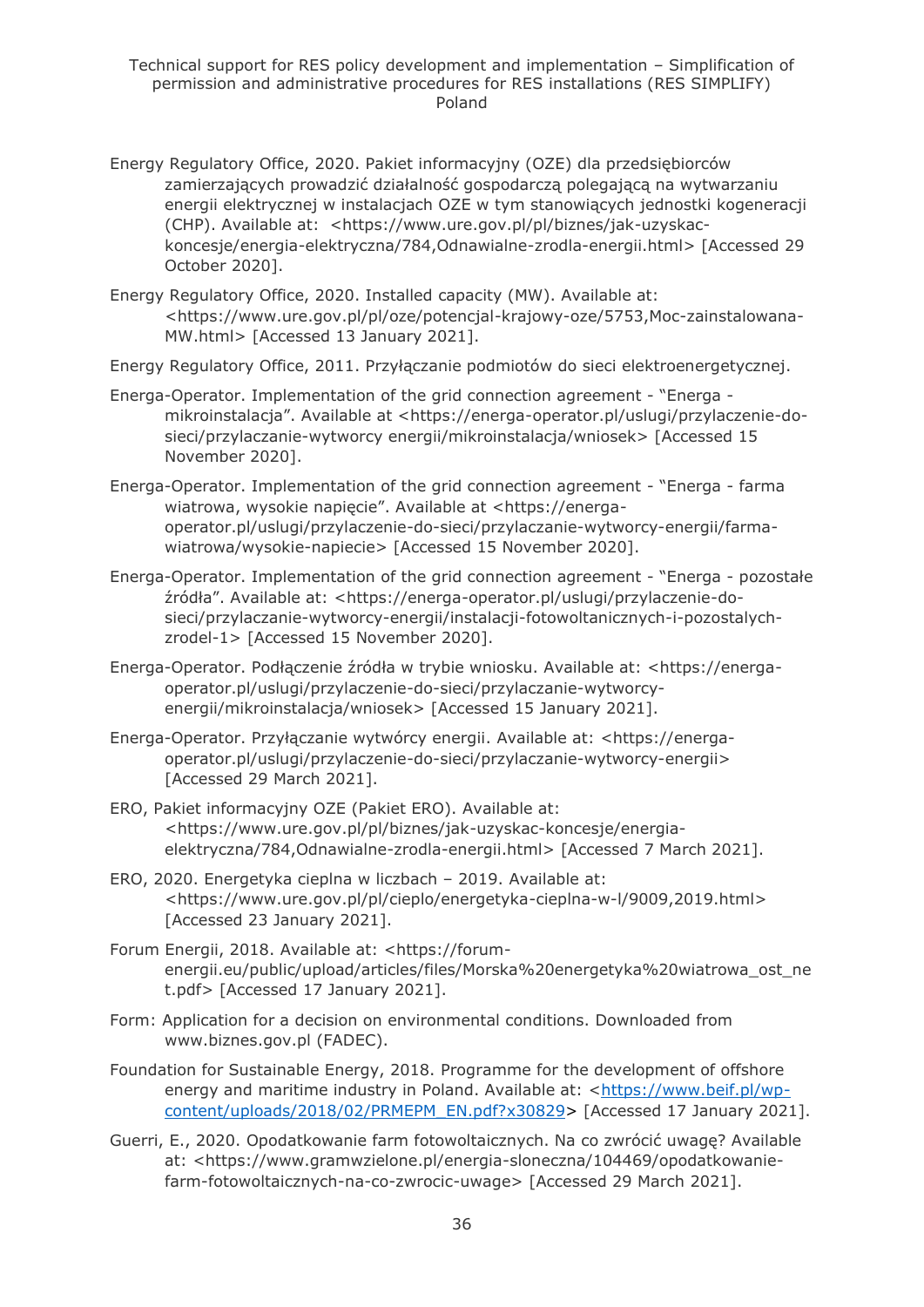Energy Regulatory Office, 2020. Pakiet informacyjny (OZE) dla przedsiębiorców zamierzających prowadzić działalność gospodarczą polegającą na wytwarzaniu energii elektrycznej w instalacjach OZE w tym stanowiących jednostki kogeneracji (CHP). Available at: <https://www.ure.gov.pl/pl/biznes/jak-uzyskac-koncesje/energia-elektryczna/784,Odnawialne-zrodla-energii.html> [Accessed 29 October 2020].

Energy Regulatory Office, 2020. Installed capacity (MW). Available at: <https://www.ure.gov.pl/pl/oze/potencjal-krajowy-oze/5753,Moc-zainstalowana-MW.html> [Accessed 13 January 2021].

Energy Regulatory Office, 2011. Przyłączanie podmiotów do sieci elektroenergetycznej.

Energa-Operator. Implementation of the grid connection agreement - "Energa - mikroinstalacja". Available at <https://energa-operator.pl/uslugi/przylaczenie-do-sieci/przylaczanie-wytworcy energii/mikroinstalacja/wniosek> [Accessed 15 November 2020].

Energa-Operator. Implementation of the grid connection agreement - "Energa - farma wiatrowa, wysokie napięcie". Available at <https://energa-operator.pl/uslugi/przylaczenie-do-sieci/przylaczanie-wytworcy-energii/farma-wiatrowa/wysokie-napiecie> [Accessed 15 November 2020].

Energa-Operator. Implementation of the grid connection agreement - "Energa - pozostałe źródła". Available at: <https://energa-operator.pl/uslugi/przylaczenie-do-sieci/przylaczanie-wytworcy-energii/instalacji-fotowoltanicznych-i-pozostalych-zrodel-1> [Accessed 15 November 2020].

Energa-Operator. Podłączenie źródła w trybie wniosku. Available at: <https://energa-operator.pl/uslugi/przylaczenie-do-sieci/przylaczanie-wytworcy-energii/mikroinstalacja/wniosek> [Accessed 15 January 2021].

Energa-Operator. Przyłączanie wytwórcy energii. Available at: <https://energa-operator.pl/uslugi/przylaczenie-do-sieci/przylaczanie-wytworcy-energii> [Accessed 29 March 2021].

ERO, Pakiet informacyjny OZE (Pakiet ERO). Available at: <https://www.ure.gov.pl/pl/biznes/jak-uzyskac-koncesje/energia-elektryczna/784,Odnawialne-zrodla-energii.html> [Accessed 7 March 2021].

ERO, 2020. Energetyka cieplna w liczbach – 2019. Available at: <https://www.ure.gov.pl/pl/cieplo/energetyka-cieplna-w-l/9009,2019.html> [Accessed 23 January 2021].

Forum Energii, 2018. Available at: <https://forum-energii.eu/public/upload/articles/files/Morska%20energetyka%20wiatrowa_ost_net.pdf> [Accessed 17 January 2021].

Form: Application for a decision on environmental conditions. Downloaded from www.biznes.gov.pl (FADEC).

Foundation for Sustainable Energy, 2018. Programme for the development of offshore energy and maritime industry in Poland. Available at: <https://www.beif.pl/wp-content/uploads/2018/02/PRMEPM_EN.pdf?x30829> [Accessed 17 January 2021].

Guerri, E., 2020. Opodatkowanie farm fotowoltaicznych. Na co zwrócić uwagę? Available at: <https://www.gramwzielone.pl/energia-sloneczna/104469/opodatkowanie-farm-fotowoltaicznych-na-co-zwrocic-uwage> [Accessed 29 March 2021].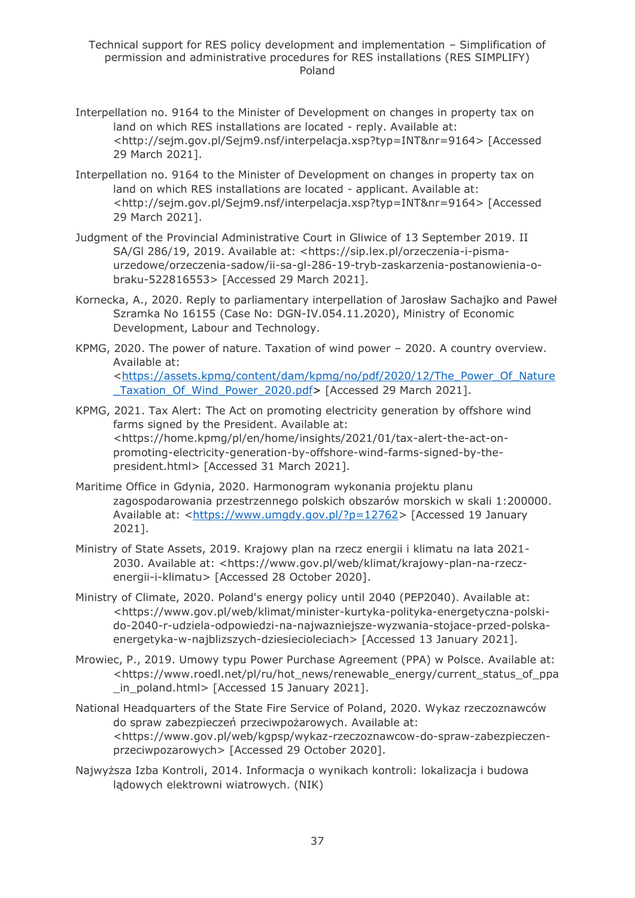Interpellation no. 9164 to the Minister of Development on changes in property tax on land on which RES installations are located - reply. Available at: <http://sejm.gov.pl/Sejm9.nsf/interpelacja.xsp?typ=INT&nr=9164> [Accessed 29 March 2021].

Interpellation no. 9164 to the Minister of Development on changes in property tax on land on which RES installations are located - applicant. Available at: <http://sejm.gov.pl/Sejm9.nsf/interpelacja.xsp?typ=INT&nr=9164> [Accessed 29 March 2021].

Judgment of the Provincial Administrative Court in Gliwice of 13 September 2019. II SA/Gl 286/19, 2019. Available at: <https://sip.lex.pl/orzeczenia-i-pisma-urzedowe/orzeczenia-sadow/ii-sa-gl-286-19-tryb-zaskarzenia-postanowienia-o-braku-522816553> [Accessed 29 March 2021].

Kornecka, A., 2020. Reply to parliamentary interpellation of Jarosław Sachajko and Paweł Szramka No 16155 (Case No: DGN-IV.054.11.2020), Ministry of Economic Development, Labour and Technology.

KPMG, 2020. The power of nature. Taxation of wind power – 2020. A country overview. Available at: <https://assets.kpmg/content/dam/kpmg/no/pdf/2020/12/The_Power_Of_Nature_Taxation_Of_Wind_Power_2020.pdf> [Accessed 29 March 2021].

KPMG, 2021. Tax Alert: The Act on promoting electricity generation by offshore wind farms signed by the President. Available at: <https://home.kpmg/pl/en/home/insights/2021/01/tax-alert-the-act-on-promoting-electricity-generation-by-offshore-wind-farms-signed-by-the-president.html> [Accessed 31 March 2021].

Maritime Office in Gdynia, 2020. Harmonogram wykonania projektu planu zagospodarowania przestrzennego polskich obszarów morskich w skali 1:200000. Available at: <https://www.umgdy.gov.pl/?p=12762> [Accessed 19 January 2021].

Ministry of State Assets, 2019. Krajowy plan na rzecz energii i klimatu na lata 2021-2030. Available at: <https://www.gov.pl/web/klimat/krajowy-plan-na-rzecz-energii-i-klimatu> [Accessed 28 October 2020].

Ministry of Climate, 2020. Poland's energy policy until 2040 (PEP2040). Available at: <https://www.gov.pl/web/klimat/minister-kurtyka-polityka-energetyczna-polski-do-2040-r-udziela-odpowiedzi-na-najwazniejsze-wyzwania-stojace-przed-polska-energetyka-w-najblizszych-dziesiecioleciach> [Accessed 13 January 2021].

Mrowiec, P., 2019. Umowy typu Power Purchase Agreement (PPA) w Polsce. Available at: <https://www.roedl.net/pl/ru/hot_news/renewable_energy/current_status_of_ppa_in_poland.html> [Accessed 15 January 2021].

National Headquarters of the State Fire Service of Poland, 2020. Wykaz rzeczoznawców do spraw zabezpieczeń przeciwpożarowych. Available at: <https://www.gov.pl/web/kgpsp/wykaz-rzeczoznawcow-do-spraw-zabezpieczen-przeciwpozarowych> [Accessed 29 October 2020].

Najwyższa Izba Kontroli, 2014. Informacja o wynikach kontroli: lokalizacja i budowa lądowych elektrowni wiatrowych. (NIK)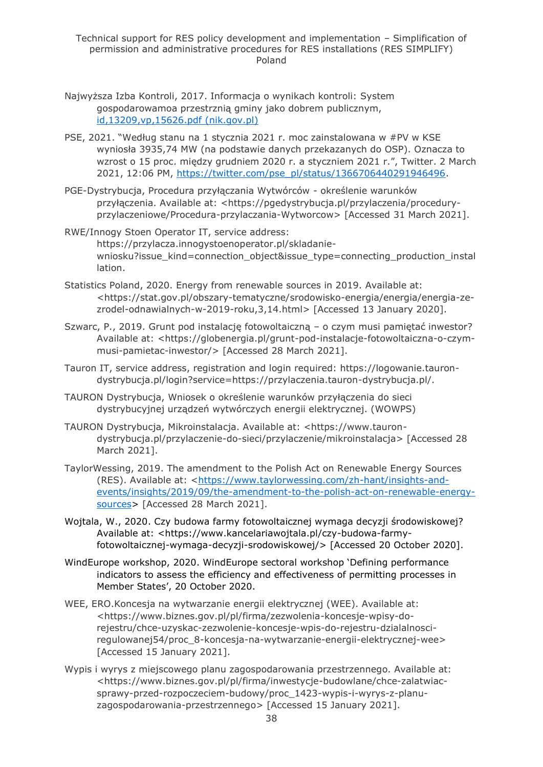Najwyższa Izba Kontroli, 2017. Informacja o wynikach kontroli: System gospodarowamoa przestrznią gminy jako dobrem publicznym, [id,13209,vp,15626.pdf (nik.gov.pl)](id,13209,vp,15626.pdf (nik.gov.pl))

PSE, 2021. "Według stanu na 1 stycznia 2021 r. moc zainstalowana w #PV w KSE wyniosła 3935,74 MW (na podstawie danych przekazanych do OSP). Oznacza to wzrost o 15 proc. między grudniem 2020 r. a styczniem 2021 r.", Twitter. 2 March 2021, 12:06 PM, https://twitter.com/pse_pl/status/1366706440291946496.

PGE-Dystrybucja, Procedura przyłączania Wytwórców - określenie warunków przyłączenia. Available at: <https://pgedystrybucja.pl/przylaczenia/procedury-przylaczeniowe/Procedura-przylaczania-Wytworcow> [Accessed 31 March 2021].

RWE/Innogy Stoen Operator IT, service address: https://przylacza.innogystoenoperator.pl/skladanie-wniosku?issue_kind=connection_object&issue_type=connecting_production_installation.

Statistics Poland, 2020. Energy from renewable sources in 2019. Available at: <https://stat.gov.pl/obszary-tematyczne/srodowisko-energia/energia/energia-ze-zrodel-odnawialnych-w-2019-roku,3,14.html> [Accessed 13 January 2020].

Szwarc, P., 2019. Grunt pod instalację fotowoltaiczną – o czym musi pamiętać inwestor? Available at: <https://globenergia.pl/grunt-pod-instalacje-fotowoltaiczna-o-czym-musi-pamietac-inwestor/> [Accessed 28 March 2021].

Tauron IT, service address, registration and login required: https://logowanie.tauron-dystrybucja.pl/login?service=https://przylaczenia.tauron-dystrybucja.pl/.

TAURON Dystrybucja, Wniosek o określenie warunków przyłączenia do sieci dystrybucyjnej urządzeń wytwórczych energii elektrycznej. (WOWPS)

TAURON Dystrybucja, Mikroinstalacja. Available at: <https://www.tauron-dystrybucja.pl/przylaczenie-do-sieci/przylaczenie/mikroinstalacja> [Accessed 28 March 2021].

TaylorWessing, 2019. The amendment to the Polish Act on Renewable Energy Sources (RES). Available at: <https://www.taylorwessing.com/zh-hant/insights-and-events/insights/2019/09/the-amendment-to-the-polish-act-on-renewable-energy-sources> [Accessed 28 March 2021].

Wojtala, W., 2020. Czy budowa farmy fotowoltaicznej wymaga decyzji środowiskowej? Available at: <https://www.kancelariawojtala.pl/czy-budowa-farmy-fotowoltaicznej-wymaga-decyzji-srodowiskowej/> [Accessed 20 October 2020].

WindEurope workshop, 2020. WindEurope sectoral workshop 'Defining performance indicators to assess the efficiency and effectiveness of permitting processes in Member States', 20 October 2020.

WEE, ERO.Koncesja na wytwarzanie energii elektrycznej (WEE). Available at: <https://www.biznes.gov.pl/pl/firma/zezwolenia-koncesje-wpisy-do-rejestru/chce-uzyskac-zezwolenie-koncesje-wpis-do-rejestru-dzialalnosci-regulowanej54/proc_8-koncesja-na-wytwarzanie-energii-elektrycznej-wee> [Accessed 15 January 2021].

Wypis i wyrys z miejscowego planu zagospodarowania przestrzennego. Available at: <https://www.biznes.gov.pl/pl/firma/inwestycje-budowlane/chce-zalatwiac-sprawy-przed-rozpoczeciem-budowy/proc_1423-wypis-i-wyrys-z-planu-zagospodarowania-przestrzennego> [Accessed 15 January 2021].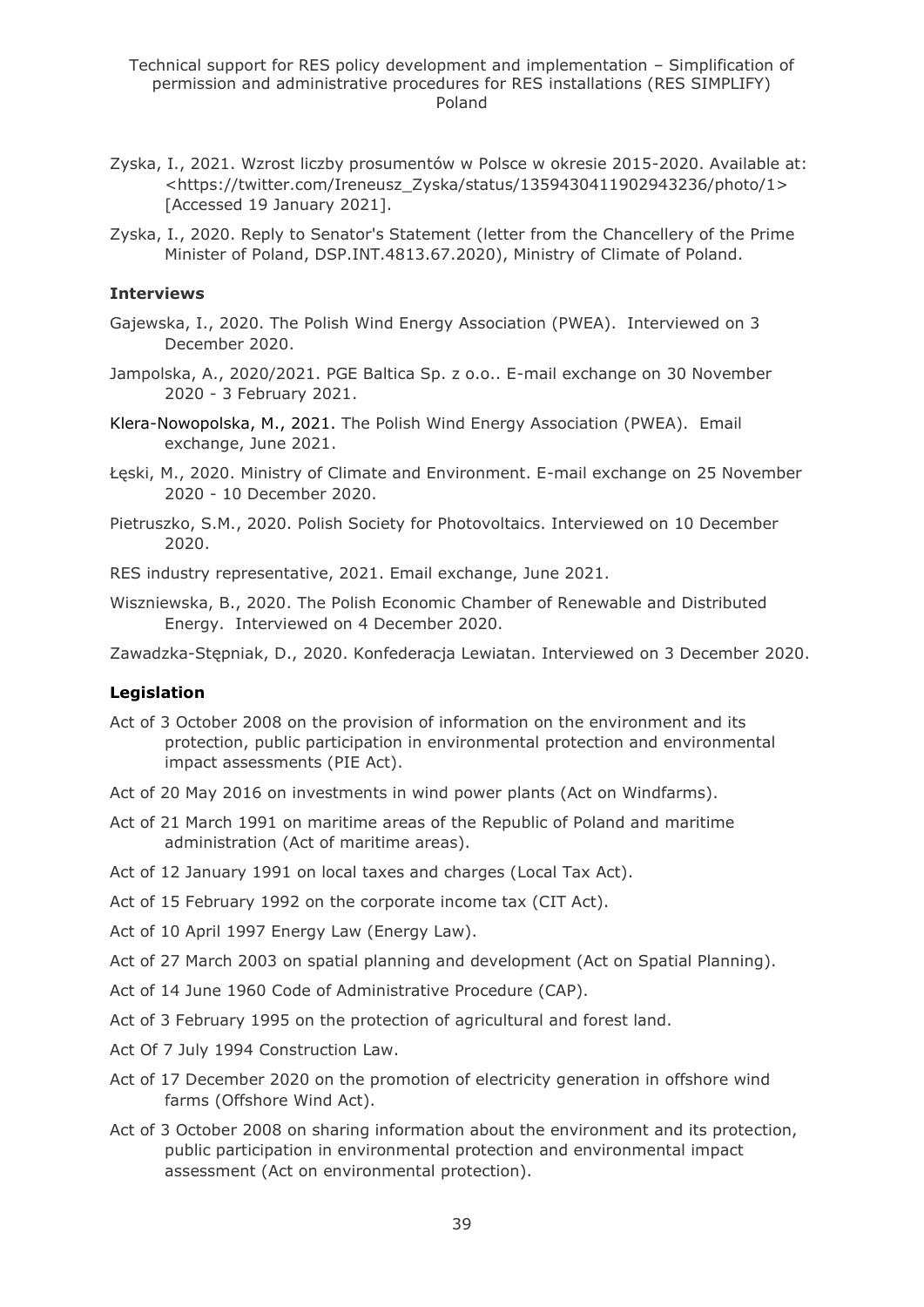Zyska, I., 2021. Wzrost liczby prosumentów w Polsce w okresie 2015-2020. Available at: <https://twitter.com/Ireneusz_Zyska/status/1359430411902943236/photo/1> [Accessed 19 January 2021].

Zyska, I., 2020. Reply to Senator's Statement (letter from the Chancellery of the Prime Minister of Poland, DSP.INT.4813.67.2020), Ministry of Climate of Poland.

### Interviews

Gajewska, I., 2020. The Polish Wind Energy Association (PWEA). Interviewed on 3 December 2020.

Jampolska, A., 2020/2021. PGE Baltica Sp. z o.o.. E-mail exchange on 30 November 2020 - 3 February 2021.

Klera-Nowopolska, M., 2021. The Polish Wind Energy Association (PWEA). Email exchange, June 2021.

Łęski, M., 2020. Ministry of Climate and Environment. E-mail exchange on 25 November 2020 - 10 December 2020.

Pietruszko, S.M., 2020. Polish Society for Photovoltaics. Interviewed on 10 December 2020.

RES industry representative, 2021. Email exchange, June 2021.

Wiszniewska, B., 2020. The Polish Economic Chamber of Renewable and Distributed Energy. Interviewed on 4 December 2020.

Zawadzka-Stępniak, D., 2020. Konfederacja Lewiatan. Interviewed on 3 December 2020.

### Legislation

Act of 3 October 2008 on the provision of information on the environment and its protection, public participation in environmental protection and environmental impact assessments (PIE Act).

Act of 20 May 2016 on investments in wind power plants (Act on Windfarms).

Act of 21 March 1991 on maritime areas of the Republic of Poland and maritime administration (Act of maritime areas).

Act of 12 January 1991 on local taxes and charges (Local Tax Act).

Act of 15 February 1992 on the corporate income tax (CIT Act).

Act of 10 April 1997 Energy Law (Energy Law).

Act of 27 March 2003 on spatial planning and development (Act on Spatial Planning).

Act of 14 June 1960 Code of Administrative Procedure (CAP).

Act of 3 February 1995 on the protection of agricultural and forest land.

Act Of 7 July 1994 Construction Law.

Act of 17 December 2020 on the promotion of electricity generation in offshore wind farms (Offshore Wind Act).

Act of 3 October 2008 on sharing information about the environment and its protection, public participation in environmental protection and environmental impact assessment (Act on environmental protection).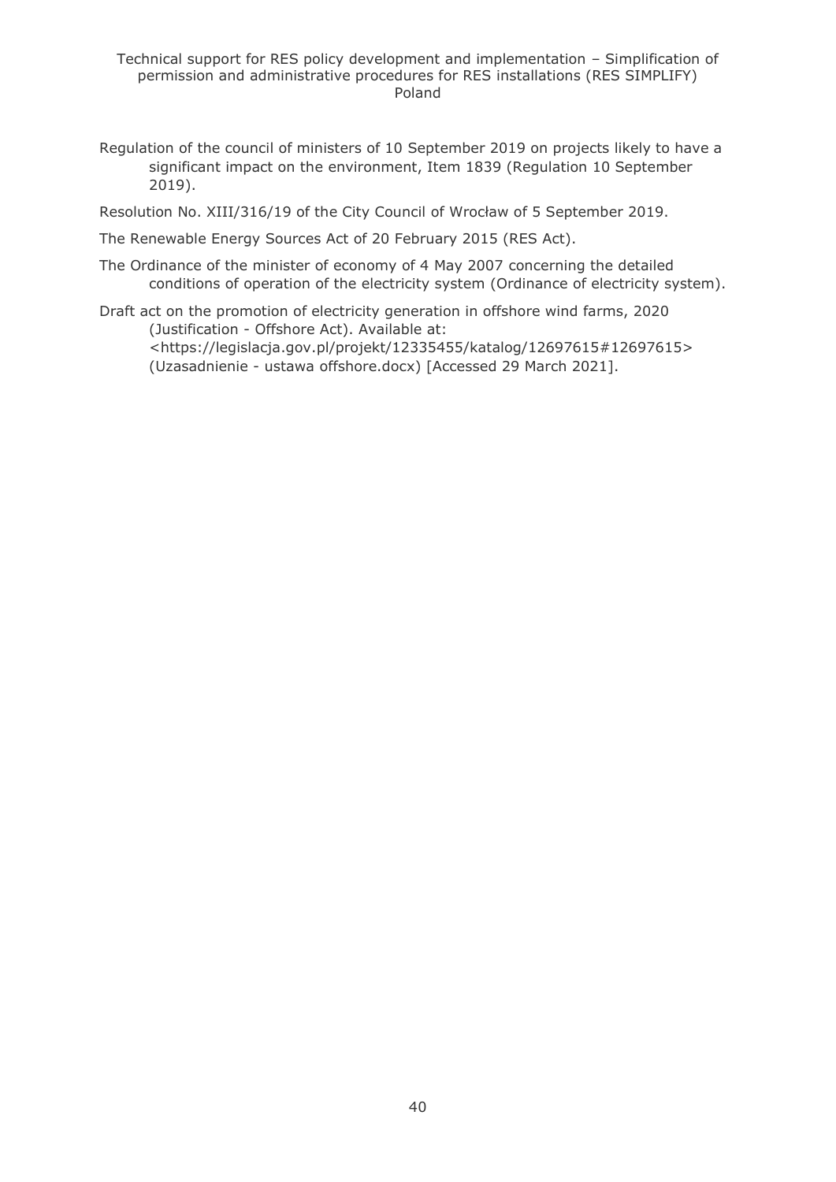Regulation of the council of ministers of 10 September 2019 on projects likely to have a significant impact on the environment, Item 1839 (Regulation 10 September 2019).

Resolution No. XIII/316/19 of the City Council of Wrocław of 5 September 2019.

The Renewable Energy Sources Act of 20 February 2015 (RES Act).

The Ordinance of the minister of economy of 4 May 2007 concerning the detailed conditions of operation of the electricity system (Ordinance of electricity system).

Draft act on the promotion of electricity generation in offshore wind farms, 2020 (Justification - Offshore Act). Available at: <https://legislacja.gov.pl/projekt/12335455/katalog/12697615#12697615> (Uzasadnienie - ustawa offshore.docx) [Accessed 29 March 2021].